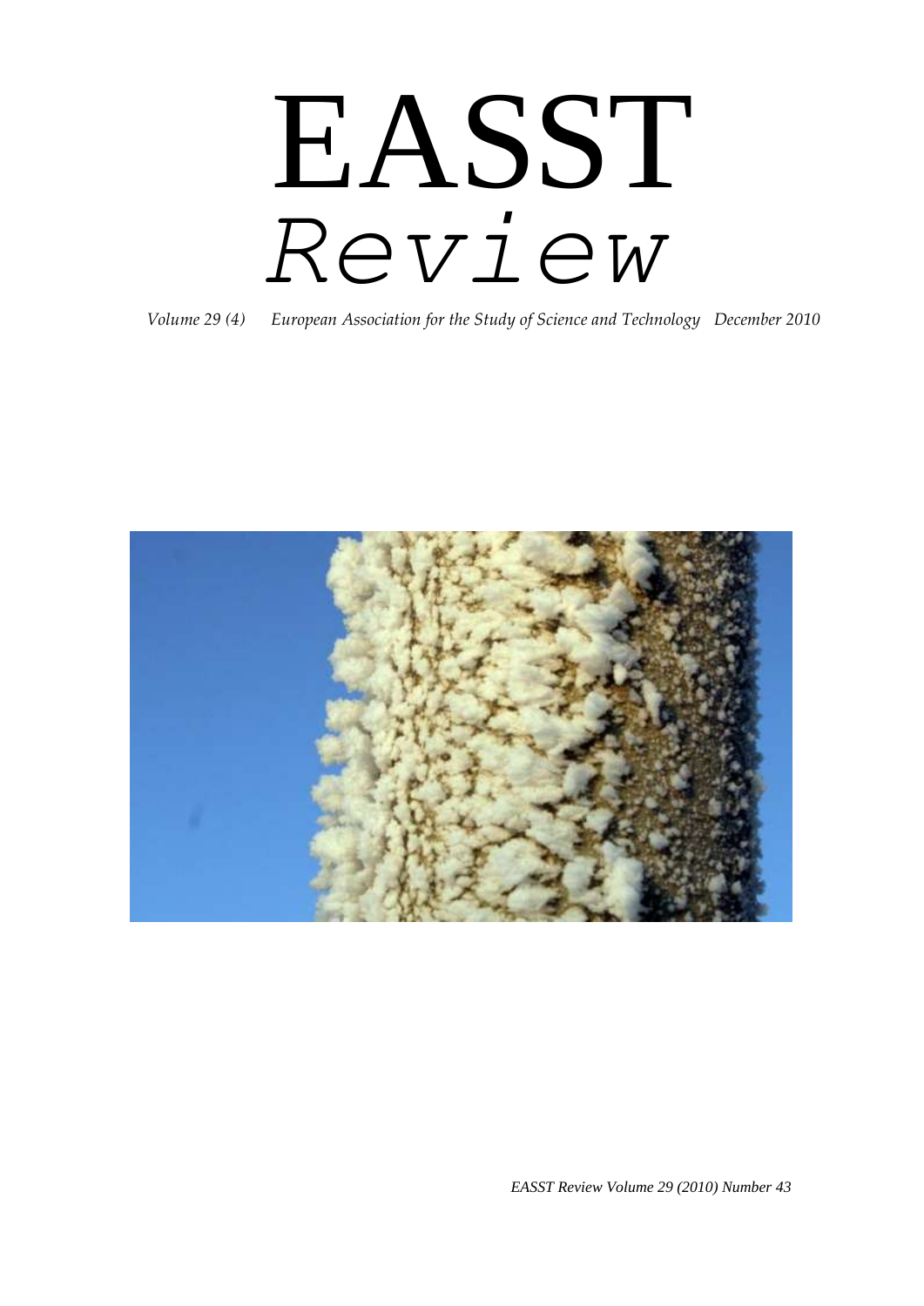# EASST

# *Review*

*Volume 29 (4) European Association for the Study of Science and Technology December 2010*

*EASST Review Volume 29 (2010) Number 43*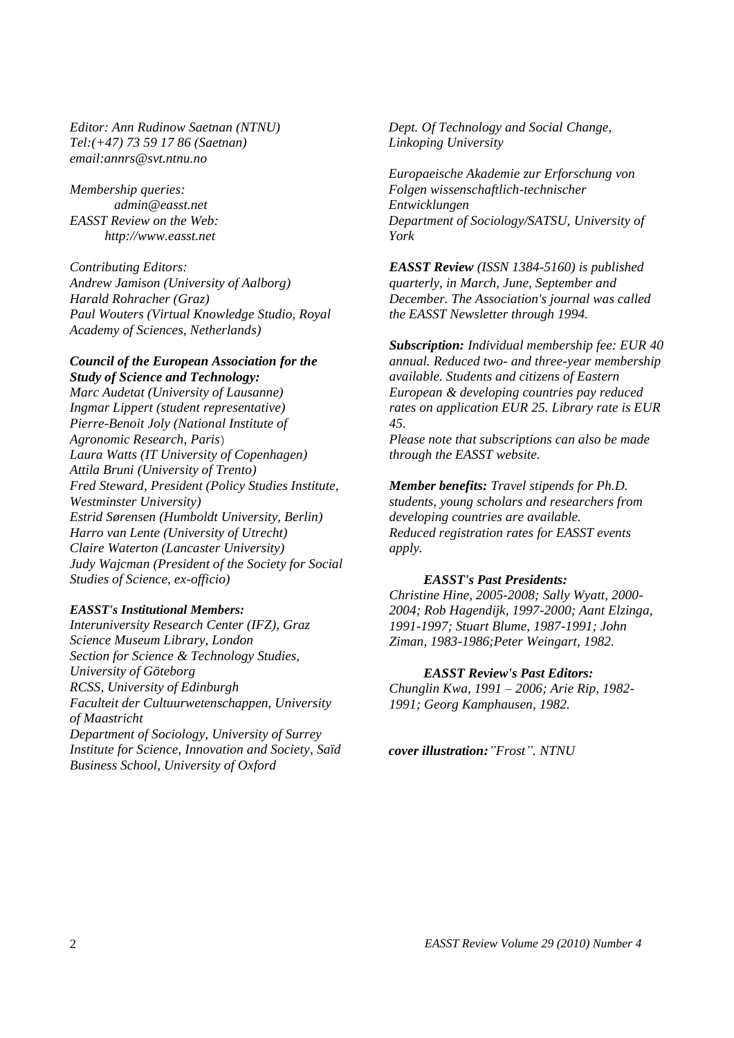*Editor: Ann Rudinow Saetnan (NTNU)*
*Tel:(+47) 73 59 17 86 (Saetnan)*
*email:annrs@svt.ntnu.no*

*Membership queries:*
*admin@easst.net*
*EASST Review on the Web:*
*http://www.easst.net*

*Contributing Editors:*
*Andrew Jamison (University of Aalborg)*
*Harald Rohracher (Graz)*
*Paul Wouters (Virtual Knowledge Studio, Royal Academy of Sciences, Netherlands)*

***Council of the European Association for the Study of Science and Technology:***
*Marc Audetat (University of Lausanne)*
*Ingmar Lippert (student representative)*
*Pierre-Benoit Joly (National Institute of Agronomic Research, Paris)*
*Laura Watts (IT University of Copenhagen)*
*Attila Bruni (University of Trento)*
*Fred Steward, President (Policy Studies Institute, Westminster University)*
*Estrid Sørensen (Humboldt University, Berlin)*
*Harro van Lente (University of Utrecht)*
*Claire Waterton (Lancaster University)*
*Judy Wajcman (President of the Society for Social Studies of Science, ex-officio)*

***EASST's Institutional Members:***
*Interuniversity Research Center (IFZ), Graz*
*Science Museum Library, London*
*Section for Science & Technology Studies, University of Göteborg*
*RCSS, University of Edinburgh*
*Faculteit der Cultuurwetenschappen, University of Maastricht*
*Department of Sociology, University of Surrey*
*Institute for Science, Innovation and Society, Saïd Business School, University of Oxford*
*Dept. Of Technology and Social Change, Linkoping University*

*Europaeische Akademie zur Erforschung von Folgen wissenschaftlich-technischer Entwicklungen*
*Department of Sociology/SATSU, University of York*

***EASST Review** (ISSN 1384-5160) is published quarterly, in March, June, September and December. The Association's journal was called the EASST Newsletter through 1994.*

***Subscription:** Individual membership fee: EUR 40 annual. Reduced two- and three-year membership available. Students and citizens of Eastern European & developing countries pay reduced rates on application EUR 25. Library rate is EUR 45.*
*Please note that subscriptions can also be made through the EASST website.*

***Member benefits:** Travel stipends for Ph.D. students, young scholars and researchers from developing countries are available.*
*Reduced registration rates for EASST events apply.*

***EASST's Past Presidents:***
*Christine Hine, 2005-2008; Sally Wyatt, 2000-2004; Rob Hagendijk, 1997-2000; Aant Elzinga, 1991-1997; Stuart Blume, 1987-1991; John Ziman, 1983-1986;Peter Weingart, 1982.*

***EASST Review's Past Editors:***
*Chunglin Kwa, 1991 – 2006; Arie Rip, 1982-1991; Georg Kamphausen, 1982.*

***cover illustration:**"Frost". NTNU*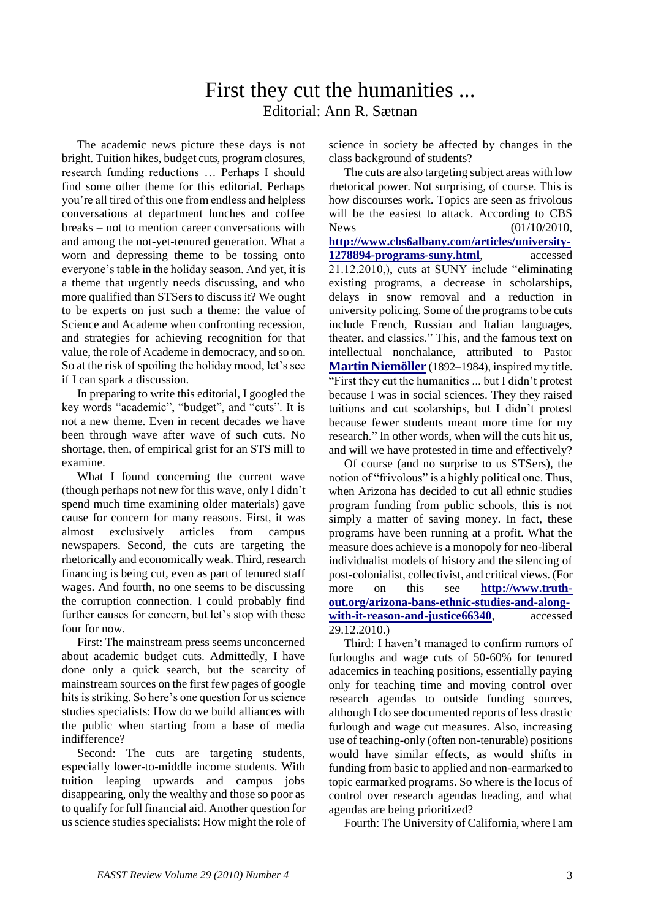# First they cut the humanities ...

Editorial: Ann R. Sætnan

The academic news picture these days is not bright. Tuition hikes, budget cuts, program closures, research funding reductions … Perhaps I should find some other theme for this editorial. Perhaps you're all tired of this one from endless and helpless conversations at department lunches and coffee breaks – not to mention career conversations with and among the not-yet-tenured generation. What a worn and depressing theme to be tossing onto everyone's table in the holiday season. And yet, it is a theme that urgently needs discussing, and who more qualified than STSers to discuss it? We ought to be experts on just such a theme: the value of Science and Academe when confronting recession, and strategies for achieving recognition for that value, the role of Academe in democracy, and so on. So at the risk of spoiling the holiday mood, let's see if I can spark a discussion.

In preparing to write this editorial, I googled the key words "academic", "budget", and "cuts". It is not a new theme. Even in recent decades we have been through wave after wave of such cuts. No shortage, then, of empirical grist for an STS mill to examine.

What I found concerning the current wave (though perhaps not new for this wave, only I didn't spend much time examining older materials) gave cause for concern for many reasons. First, it was almost exclusively articles from campus newspapers. Second, the cuts are targeting the rhetorically and economically weak. Third, research financing is being cut, even as part of tenured staff wages. And fourth, no one seems to be discussing the corruption connection. I could probably find further causes for concern, but let's stop with these four for now.

First: The mainstream press seems unconcerned about academic budget cuts. Admittedly, I have done only a quick search, but the scarcity of mainstream sources on the first few pages of google hits is striking. So here's one question for us science studies specialists: How do we build alliances with the public when starting from a base of media indifference?

Second: The cuts are targeting students, especially lower-to-middle income students. With tuition leaping upwards and campus jobs disappearing, only the wealthy and those so poor as to qualify for full financial aid. Another question for us science studies specialists: How might the role of science in society be affected by changes in the class background of students?

The cuts are also targeting subject areas with low rhetorical power. Not surprising, of course. This is how discourses work. Topics are seen as frivolous will be the easiest to attack. According to CBS News (01/10/2010, **http://www.cbs6albany.com/articles/university-1278894-programs-suny.html**, accessed 21.12.2010,), cuts at SUNY include "eliminating existing programs, a decrease in scholarships, delays in snow removal and a reduction in university policing. Some of the programs to be cuts include French, Russian and Italian languages, theater, and classics." This, and the famous text on intellectual nonchalance, attributed to Pastor **Martin Niemöller** (1892–1984), inspired my title. "First they cut the humanities ... but I didn't protest because I was in social sciences. They they raised tuitions and cut scolarships, but I didn't protest because fewer students meant more time for my research." In other words, when will the cuts hit us, and will we have protested in time and effectively?

Of course (and no surprise to us STSers), the notion of "frivolous" is a highly political one. Thus, when Arizona has decided to cut all ethnic studies program funding from public schools, this is not simply a matter of saving money. In fact, these programs have been running at a profit. What the measure does achieve is a monopoly for neo-liberal individualist models of history and the silencing of post-colonialist, collectivist, and critical views. (For more on this see **http://www.truth-out.org/arizona-bans-ethnic-studies-and-along-with-it-reason-and-justice66340**, accessed 29.12.2010.)

Third: I haven't managed to confirm rumors of furloughs and wage cuts of 50-60% for tenured adacemics in teaching positions, essentially paying only for teaching time and moving control over research agendas to outside funding sources, although I do see documented reports of less drastic furlough and wage cut measures. Also, increasing use of teaching-only (often non-tenurable) positions would have similar effects, as would shifts in funding from basic to applied and non-earmarked to topic earmarked programs. So where is the locus of control over research agendas heading, and what agendas are being prioritized?

Fourth: The University of California, where I am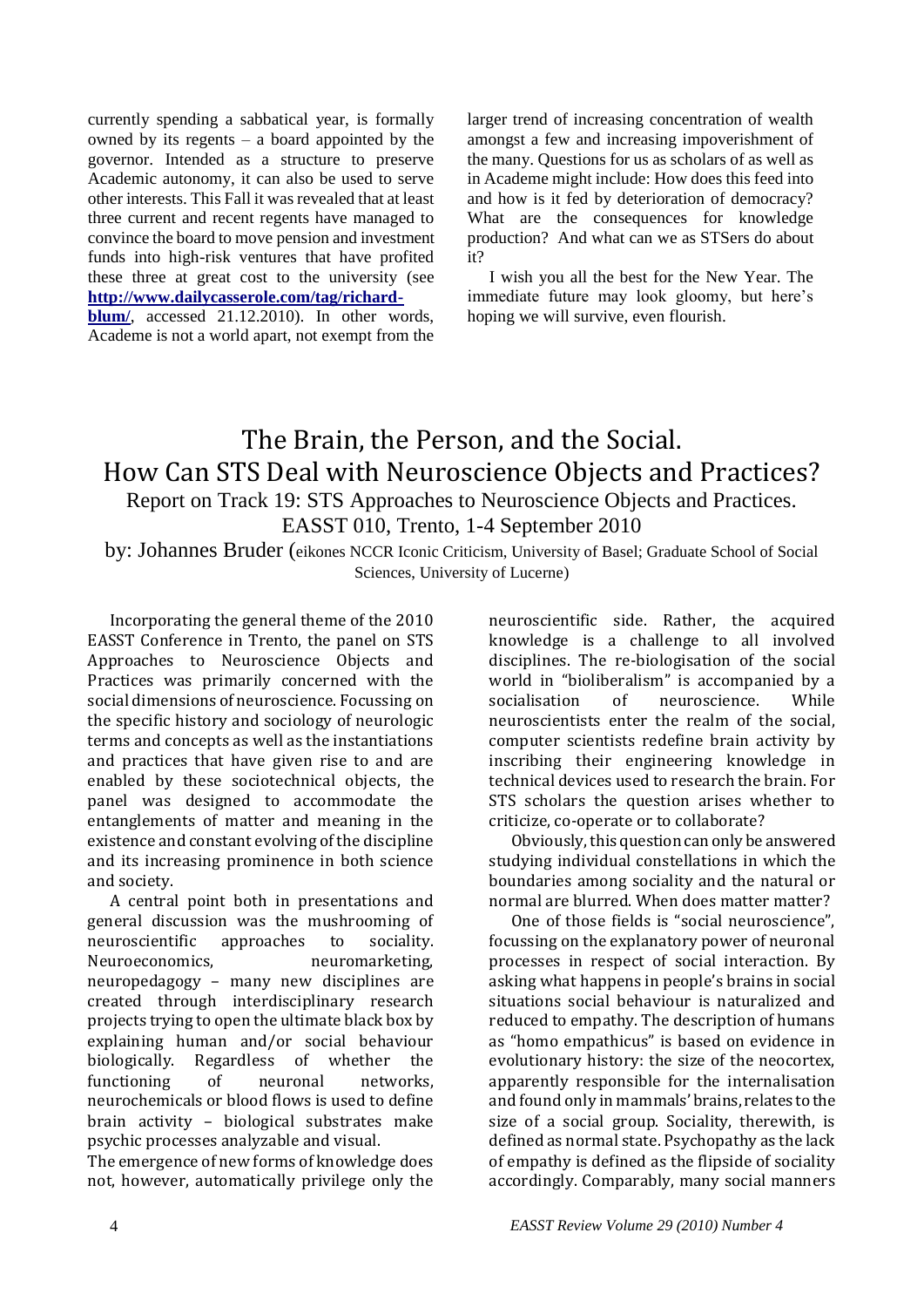currently spending a sabbatical year, is formally owned by its regents – a board appointed by the governor. Intended as a structure to preserve Academic autonomy, it can also be used to serve other interests. This Fall it was revealed that at least three current and recent regents have managed to convince the board to move pension and investment funds into high-risk ventures that have profited these three at great cost to the university (see **http://www.dailycasserole.com/tag/richard-blum/**, accessed 21.12.2010). In other words, Academe is not a world apart, not exempt from the larger trend of increasing concentration of wealth amongst a few and increasing impoverishment of the many. Questions for us as scholars of as well as in Academe might include: How does this feed into and how is it fed by deterioration of democracy? What are the consequences for knowledge production? And what can we as STSers do about it?

I wish you all the best for the New Year. The immediate future may look gloomy, but here's hoping we will survive, even flourish.

# The Brain, the Person, and the Social. How Can STS Deal with Neuroscience Objects and Practices?

Report on Track 19: STS Approaches to Neuroscience Objects and Practices. EASST 010, Trento, 1-4 September 2010

by: Johannes Bruder (eikones NCCR Iconic Criticism, University of Basel; Graduate School of Social Sciences, University of Lucerne)

Incorporating the general theme of the 2010 EASST Conference in Trento, the panel on STS Approaches to Neuroscience Objects and Practices was primarily concerned with the social dimensions of neuroscience. Focussing on the specific history and sociology of neurologic terms and concepts as well as the instantiations and practices that have given rise to and are enabled by these sociotechnical objects, the panel was designed to accommodate the entanglements of matter and meaning in the existence and constant evolving of the discipline and its increasing prominence in both science and society.

A central point both in presentations and general discussion was the mushrooming of neuroscientific approaches to sociality. Neuroeconomics, neuromarketing, neuropedagogy – many new disciplines are created through interdisciplinary research projects trying to open the ultimate black box by explaining human and/or social behaviour biologically. Regardless of whether the functioning of neuronal networks, neurochemicals or blood flows is used to define brain activity – biological substrates make psychic processes analyzable and visual.

The emergence of new forms of knowledge does not, however, automatically privilege only the neuroscientific side. Rather, the acquired knowledge is a challenge to all involved disciplines. The re-biologisation of the social world in "bioliberalism" is accompanied by a socialisation of neuroscience. While neuroscientists enter the realm of the social, computer scientists redefine brain activity by inscribing their engineering knowledge in technical devices used to research the brain. For STS scholars the question arises whether to criticize, co-operate or to collaborate?

Obviously, this question can only be answered studying individual constellations in which the boundaries among sociality and the natural or normal are blurred. When does matter matter?

One of those fields is "social neuroscience", focussing on the explanatory power of neuronal processes in respect of social interaction. By asking what happens in people's brains in social situations social behaviour is naturalized and reduced to empathy. The description of humans as "homo empathicus" is based on evidence in evolutionary history: the size of the neocortex, apparently responsible for the internalisation and found only in mammals' brains, relates to the size of a social group. Sociality, therewith, is defined as normal state. Psychopathy as the lack of empathy is defined as the flipside of sociality accordingly. Comparably, many social manners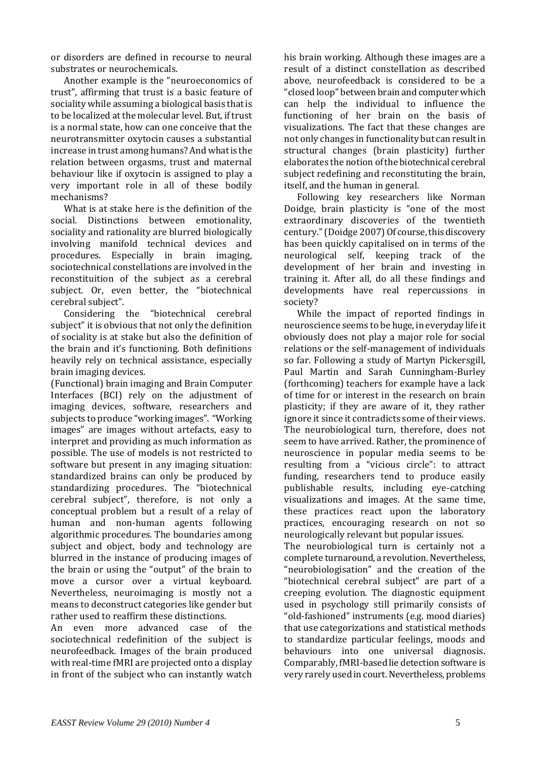or disorders are defined in recourse to neural substrates or neurochemicals.

Another example is the "neuroeconomics of trust", affirming that trust is a basic feature of sociality while assuming a biological basis that is to be localized at the molecular level. But, if trust is a normal state, how can one conceive that the neurotransmitter oxytocin causes a substantial increase in trust among humans? And what is the relation between orgasms, trust and maternal behaviour like if oxytocin is assigned to play a very important role in all of these bodily mechanisms?

What is at stake here is the definition of the social. Distinctions between emotionality, sociality and rationality are blurred biologically involving manifold technical devices and procedures. Especially in brain imaging, sociotechnical constellations are involved in the reconstituition of the subject as a cerebral subject. Or, even better, the "biotechnical cerebral subject".

Considering the "biotechnical cerebral subject" it is obvious that not only the definition of sociality is at stake but also the definition of the brain and it's functioning. Both definitions heavily rely on technical assistance, especially brain imaging devices.

(Functional) brain imaging and Brain Computer Interfaces (BCI) rely on the adjustment of imaging devices, software, researchers and subjects to produce "working images". "Working images" are images without artefacts, easy to interpret and providing as much information as possible. The use of models is not restricted to software but present in any imaging situation: standardized brains can only be produced by standardizing procedures. The "biotechnical cerebral subject", therefore, is not only a conceptual problem but a result of a relay of human and non-human agents following algorithmic procedures. The boundaries among subject and object, body and technology are blurred in the instance of producing images of the brain or using the "output" of the brain to move a cursor over a virtual keyboard. Nevertheless, neuroimaging is mostly not a means to deconstruct categories like gender but rather used to reaffirm these distinctions.

An even more advanced case of the sociotechnical redefinition of the subject is neurofeedback. Images of the brain produced with real-time fMRI are projected onto a display in front of the subject who can instantly watch his brain working. Although these images are a result of a distinct constellation as described above, neurofeedback is considered to be a "closed loop" between brain and computer which can help the individual to influence the functioning of her brain on the basis of visualizations. The fact that these changes are not only changes in functionality but can result in structural changes (brain plasticity) further elaborates the notion of the biotechnical cerebral subject redefining and reconstituting the brain, itself, and the human in general.

Following key researchers like Norman Doidge, brain plasticity is "one of the most extraordinary discoveries of the twentieth century." (Doidge 2007) Of course, this discovery has been quickly capitalised on in terms of the neurological self, keeping track of the development of her brain and investing in training it. After all, do all these findings and developments have real repercussions in society?

While the impact of reported findings in neuroscience seems to be huge, in everyday life it obviously does not play a major role for social relations or the self-management of individuals so far. Following a study of Martyn Pickersgill, Paul Martin and Sarah Cunningham-Burley (forthcoming) teachers for example have a lack of time for or interest in the research on brain plasticity; if they are aware of it, they rather ignore it since it contradicts some of their views. The neurobiological turn, therefore, does not seem to have arrived. Rather, the prominence of neuroscience in popular media seems to be resulting from a "vicious circle": to attract funding, researchers tend to produce easily publishable results, including eye-catching visualizations and images. At the same time, these practices react upon the laboratory practices, encouraging research on not so neurologically relevant but popular issues.

The neurobiological turn is certainly not a complete turnaround, a revolution. Nevertheless, "neurobiologisation" and the creation of the "biotechnical cerebral subject" are part of a creeping evolution. The diagnostic equipment used in psychology still primarily consists of "old-fashioned" instruments (e.g. mood diaries) that use categorizations and statistical methods to standardize particular feelings, moods and behaviours into one universal diagnosis. Comparably, fMRI-based lie detection software is very rarely used in court. Nevertheless, problems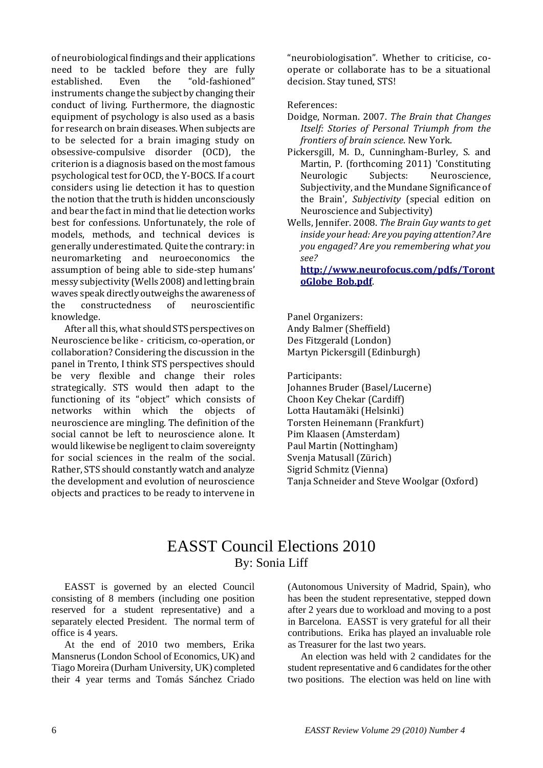of neurobiological findings and their applications need to be tackled before they are fully established. Even the "old-fashioned" instruments change the subject by changing their conduct of living. Furthermore, the diagnostic equipment of psychology is also used as a basis for research on brain diseases. When subjects are to be selected for a brain imaging study on obsessive-compulsive disorder (OCD), the criterion is a diagnosis based on the most famous psychological test for OCD, the Y-BOCS. If a court considers using lie detection it has to question the notion that the truth is hidden unconsciously and bear the fact in mind that lie detection works best for confessions. Unfortunately, the role of models, methods, and technical devices is generally underestimated. Quite the contrary: in neuromarketing and neuroeconomics the assumption of being able to side-step humans' messy subjectivity (Wells 2008) and letting brain waves speak directly outweighs the awareness of the constructedness of neuroscientific knowledge.

After all this, what should STS perspectives on Neuroscience be like - criticism, co-operation, or collaboration? Considering the discussion in the panel in Trento, I think STS perspectives should be very flexible and change their roles strategically. STS would then adapt to the functioning of its "object" which consists of networks within which the objects of neuroscience are mingling. The definition of the social cannot be left to neuroscience alone. It would likewise be negligent to claim sovereignty for social sciences in the realm of the social. Rather, STS should constantly watch and analyze the development and evolution of neuroscience objects and practices to be ready to intervene in "neurobiologisation". Whether to criticise, co-operate or collaborate has to be a situational decision. Stay tuned, STS!

References:

Doidge, Norman. 2007. *The Brain that Changes Itself: Stories of Personal Triumph from the frontiers of brain science*. New York.

Pickersgill, M. D., Cunningham-Burley, S. and Martin, P. (forthcoming 2011) 'Constituting Neurologic Subjects: Neuroscience, Subjectivity, and the Mundane Significance of the Brain', *Subjectivity* (special edition on Neuroscience and Subjectivity)

Wells, Jennifer. 2008. *The Brain Guy wants to get inside your head: Are you paying attention? Are you engaged? Are you remembering what you see?* **http://www.neurofocus.com/pdfs/TorontoGlobe_Bob.pdf**.

Panel Organizers:
Andy Balmer (Sheffield)
Des Fitzgerald (London)
Martyn Pickersgill (Edinburgh)

Participants:
Johannes Bruder (Basel/Lucerne)
Choon Key Chekar (Cardiff)
Lotta Hautamäki (Helsinki)
Torsten Heinemann (Frankfurt)
Pim Klaasen (Amsterdam)
Paul Martin (Nottingham)
Svenja Matusall (Zürich)
Sigrid Schmitz (Vienna)
Tanja Schneider and Steve Woolgar (Oxford)

# EASST Council Elections 2010

By: Sonia Liff

EASST is governed by an elected Council consisting of 8 members (including one position reserved for a student representative) and a separately elected President. The normal term of office is 4 years.

At the end of 2010 two members, Erika Mansnerus (London School of Economics, UK) and Tiago Moreira (Durham University, UK) completed their 4 year terms and Tomás Sánchez Criado (Autonomous University of Madrid, Spain), who has been the student representative, stepped down after 2 years due to workload and moving to a post in Barcelona. EASST is very grateful for all their contributions. Erika has played an invaluable role as Treasurer for the last two years.

An election was held with 2 candidates for the student representative and 6 candidates for the other two positions. The election was held on line with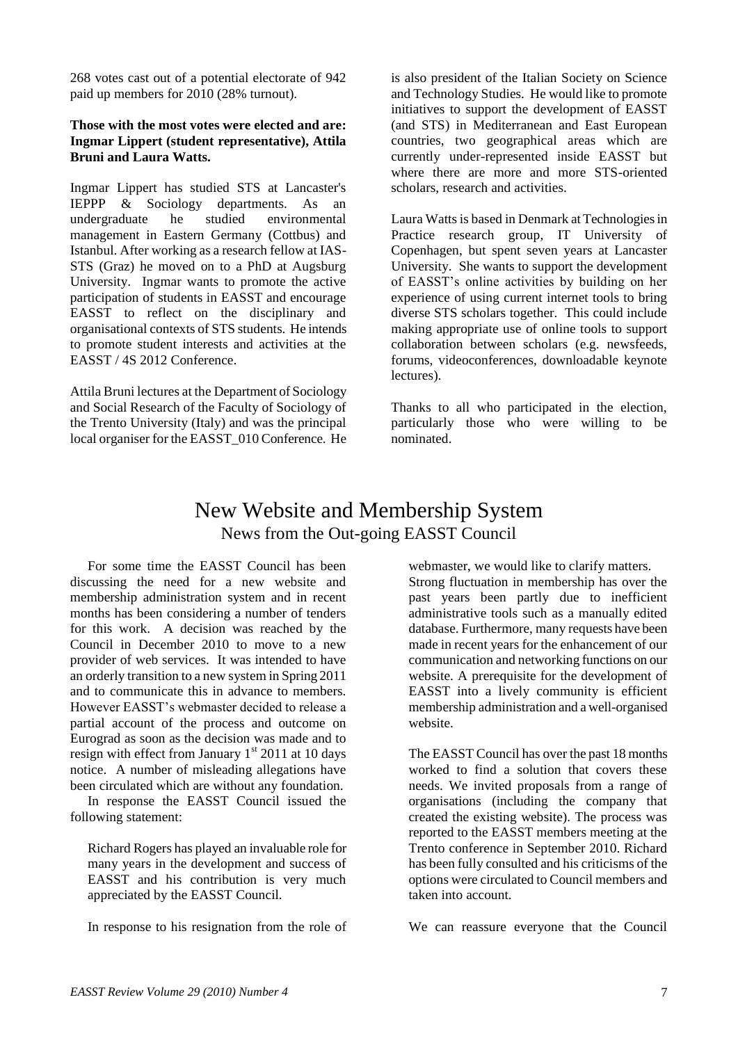268 votes cast out of a potential electorate of 942 paid up members for 2010 (28% turnout).

**Those with the most votes were elected and are: Ingmar Lippert (student representative), Attila Bruni and Laura Watts.**

Ingmar Lippert has studied STS at Lancaster's IEPPP & Sociology departments. As an undergraduate he studied environmental management in Eastern Germany (Cottbus) and Istanbul. After working as a research fellow at IAS-STS (Graz) he moved on to a PhD at Augsburg University. Ingmar wants to promote the active participation of students in EASST and encourage EASST to reflect on the disciplinary and organisational contexts of STS students. He intends to promote student interests and activities at the EASST / 4S 2012 Conference.

Attila Bruni lectures at the Department of Sociology and Social Research of the Faculty of Sociology of the Trento University (Italy) and was the principal local organiser for the EASST_010 Conference. He is also president of the Italian Society on Science and Technology Studies. He would like to promote initiatives to support the development of EASST (and STS) in Mediterranean and East European countries, two geographical areas which are currently under-represented inside EASST but where there are more and more STS-oriented scholars, research and activities.

Laura Watts is based in Denmark at Technologies in Practice research group, IT University of Copenhagen, but spent seven years at Lancaster University. She wants to support the development of EASST's online activities by building on her experience of using current internet tools to bring diverse STS scholars together. This could include making appropriate use of online tools to support collaboration between scholars (e.g. newsfeeds, forums, videoconferences, downloadable keynote lectures).

Thanks to all who participated in the election, particularly those who were willing to be nominated.

# New Website and Membership System

## News from the Out-going EASST Council

For some time the EASST Council has been discussing the need for a new website and membership administration system and in recent months has been considering a number of tenders for this work. A decision was reached by the Council in December 2010 to move to a new provider of web services. It was intended to have an orderly transition to a new system in Spring 2011 and to communicate this in advance to members. However EASST's webmaster decided to release a partial account of the process and outcome on Eurograd as soon as the decision was made and to resign with effect from January 1st 2011 at 10 days notice. A number of misleading allegations have been circulated which are without any foundation.

In response the EASST Council issued the following statement:

> Richard Rogers has played an invaluable role for many years in the development and success of EASST and his contribution is very much appreciated by the EASST Council.
>
> In response to his resignation from the role of webmaster, we would like to clarify matters. Strong fluctuation in membership has over the past years been partly due to inefficient administrative tools such as a manually edited database. Furthermore, many requests have been made in recent years for the enhancement of our communication and networking functions on our website. A prerequisite for the development of EASST into a lively community is efficient membership administration and a well-organised website.
>
> The EASST Council has over the past 18 months worked to find a solution that covers these needs. We invited proposals from a range of organisations (including the company that created the existing website). The process was reported to the EASST members meeting at the Trento conference in September 2010. Richard has been fully consulted and his criticisms of the options were circulated to Council members and taken into account.
>
> We can reassure everyone that the Council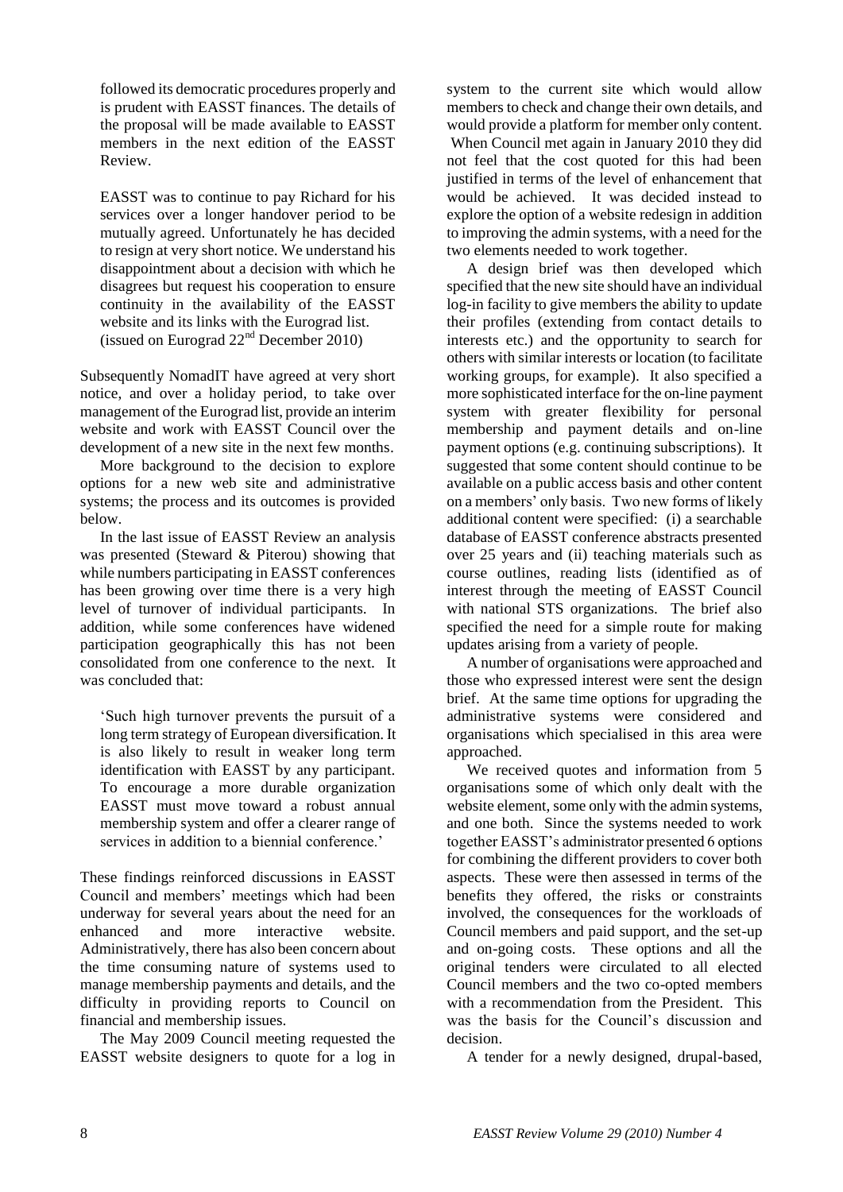followed its democratic procedures properly and is prudent with EASST finances. The details of the proposal will be made available to EASST members in the next edition of the EASST Review.

EASST was to continue to pay Richard for his services over a longer handover period to be mutually agreed. Unfortunately he has decided to resign at very short notice. We understand his disappointment about a decision with which he disagrees but request his cooperation to ensure continuity in the availability of the EASST website and its links with the Eurograd list. (issued on Eurograd 22nd December 2010)

Subsequently NomadIT have agreed at very short notice, and over a holiday period, to take over management of the Eurograd list, provide an interim website and work with EASST Council over the development of a new site in the next few months.

More background to the decision to explore options for a new web site and administrative systems; the process and its outcomes is provided below.

In the last issue of EASST Review an analysis was presented (Steward & Piterou) showing that while numbers participating in EASST conferences has been growing over time there is a very high level of turnover of individual participants. In addition, while some conferences have widened participation geographically this has not been consolidated from one conference to the next. It was concluded that:

'Such high turnover prevents the pursuit of a long term strategy of European diversification. It is also likely to result in weaker long term identification with EASST by any participant. To encourage a more durable organization EASST must move toward a robust annual membership system and offer a clearer range of services in addition to a biennial conference.'

These findings reinforced discussions in EASST Council and members' meetings which had been underway for several years about the need for an enhanced and more interactive website. Administratively, there has also been concern about the time consuming nature of systems used to manage membership payments and details, and the difficulty in providing reports to Council on financial and membership issues.

The May 2009 Council meeting requested the EASST website designers to quote for a log in system to the current site which would allow members to check and change their own details, and would provide a platform for member only content. When Council met again in January 2010 they did not feel that the cost quoted for this had been justified in terms of the level of enhancement that would be achieved. It was decided instead to explore the option of a website redesign in addition to improving the admin systems, with a need for the two elements needed to work together.

A design brief was then developed which specified that the new site should have an individual log-in facility to give members the ability to update their profiles (extending from contact details to interests etc.) and the opportunity to search for others with similar interests or location (to facilitate working groups, for example). It also specified a more sophisticated interface for the on-line payment system with greater flexibility for personal membership and payment details and on-line payment options (e.g. continuing subscriptions). It suggested that some content should continue to be available on a public access basis and other content on a members' only basis. Two new forms of likely additional content were specified: (i) a searchable database of EASST conference abstracts presented over 25 years and (ii) teaching materials such as course outlines, reading lists (identified as of interest through the meeting of EASST Council with national STS organizations. The brief also specified the need for a simple route for making updates arising from a variety of people.

A number of organisations were approached and those who expressed interest were sent the design brief. At the same time options for upgrading the administrative systems were considered and organisations which specialised in this area were approached.

We received quotes and information from 5 organisations some of which only dealt with the website element, some only with the admin systems, and one both. Since the systems needed to work together EASST's administrator presented 6 options for combining the different providers to cover both aspects. These were then assessed in terms of the benefits they offered, the risks or constraints involved, the consequences for the workloads of Council members and paid support, and the set-up and on-going costs. These options and all the original tenders were circulated to all elected Council members and the two co-opted members with a recommendation from the President. This was the basis for the Council's discussion and decision.

A tender for a newly designed, drupal-based,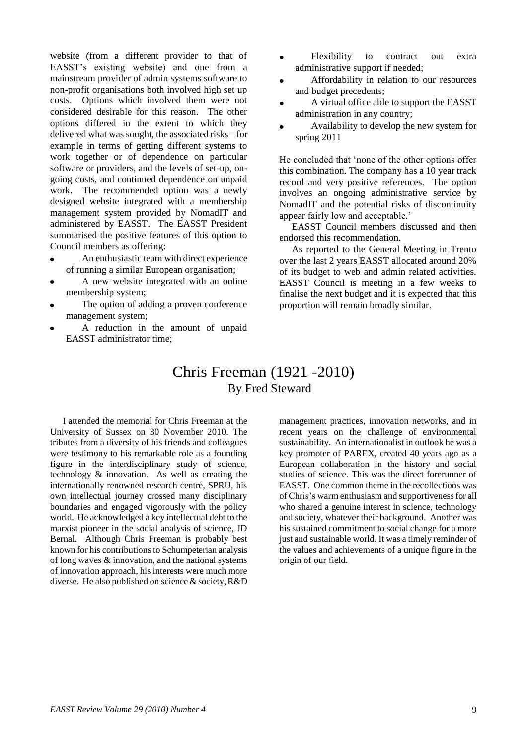website (from a different provider to that of EASST's existing website) and one from a mainstream provider of admin systems software to non-profit organisations both involved high set up costs. Options which involved them were not considered desirable for this reason. The other options differed in the extent to which they delivered what was sought, the associated risks – for example in terms of getting different systems to work together or of dependence on particular software or providers, and the levels of set-up, on-going costs, and continued dependence on unpaid work. The recommended option was a newly designed website integrated with a membership management system provided by NomadIT and administered by EASST. The EASST President summarised the positive features of this option to Council members as offering:

- An enthusiastic team with direct experience of running a similar European organisation;
- A new website integrated with an online membership system;
- The option of adding a proven conference management system;
- A reduction in the amount of unpaid EASST administrator time;
- Flexibility to contract out extra administrative support if needed;
- Affordability in relation to our resources and budget precedents;
- A virtual office able to support the EASST administration in any country;
- Availability to develop the new system for spring 2011

He concluded that 'none of the other options offer this combination. The company has a 10 year track record and very positive references. The option involves an ongoing administrative service by NomadIT and the potential risks of discontinuity appear fairly low and acceptable.'

EASST Council members discussed and then endorsed this recommendation.

As reported to the General Meeting in Trento over the last 2 years EASST allocated around 20% of its budget to web and admin related activities. EASST Council is meeting in a few weeks to finalise the next budget and it is expected that this proportion will remain broadly similar.

# Chris Freeman (1921 -2010)

## By Fred Steward

I attended the memorial for Chris Freeman at the University of Sussex on 30 November 2010. The tributes from a diversity of his friends and colleagues were testimony to his remarkable role as a founding figure in the interdisciplinary study of science, technology & innovation. As well as creating the internationally renowned research centre, SPRU, his own intellectual journey crossed many disciplinary boundaries and engaged vigorously with the policy world. He acknowledged a key intellectual debt to the marxist pioneer in the social analysis of science, JD Bernal. Although Chris Freeman is probably best known for his contributions to Schumpeterian analysis of long waves & innovation, and the national systems of innovation approach, his interests were much more diverse. He also published on science & society, R&D management practices, innovation networks, and in recent years on the challenge of environmental sustainability. An internationalist in outlook he was a key promoter of PAREX, created 40 years ago as a European collaboration in the history and social studies of science. This was the direct forerunner of EASST. One common theme in the recollections was of Chris's warm enthusiasm and supportiveness for all who shared a genuine interest in science, technology and society, whatever their background. Another was his sustained commitment to social change for a more just and sustainable world. It was a timely reminder of the values and achievements of a unique figure in the origin of our field.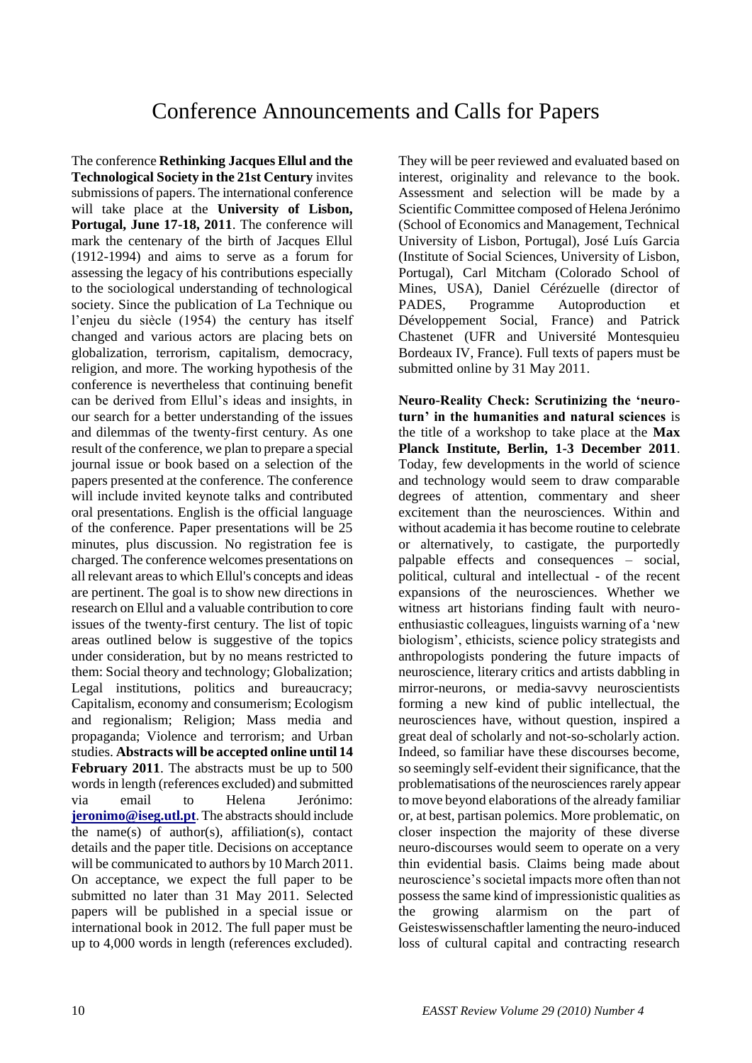# Conference Announcements and Calls for Papers

The conference **Rethinking Jacques Ellul and the Technological Society in the 21st Century** invites submissions of papers. The international conference will take place at the **University of Lisbon, Portugal, June 17-18, 2011**. The conference will mark the centenary of the birth of Jacques Ellul (1912-1994) and aims to serve as a forum for assessing the legacy of his contributions especially to the sociological understanding of technological society. Since the publication of La Technique ou l'enjeu du siècle (1954) the century has itself changed and various actors are placing bets on globalization, terrorism, capitalism, democracy, religion, and more. The working hypothesis of the conference is nevertheless that continuing benefit can be derived from Ellul's ideas and insights, in our search for a better understanding of the issues and dilemmas of the twenty-first century. As one result of the conference, we plan to prepare a special journal issue or book based on a selection of the papers presented at the conference. The conference will include invited keynote talks and contributed oral presentations. English is the official language of the conference. Paper presentations will be 25 minutes, plus discussion. No registration fee is charged. The conference welcomes presentations on all relevant areas to which Ellul's concepts and ideas are pertinent. The goal is to show new directions in research on Ellul and a valuable contribution to core issues of the twenty-first century. The list of topic areas outlined below is suggestive of the topics under consideration, but by no means restricted to them: Social theory and technology; Globalization; Legal institutions, politics and bureaucracy; Capitalism, economy and consumerism; Ecologism and regionalism; Religion; Mass media and propaganda; Violence and terrorism; and Urban studies. **Abstracts will be accepted online until 14 February 2011**. The abstracts must be up to 500 words in length (references excluded) and submitted via email to Helena Jerónimo: **jeronimo@iseg.utl.pt**. The abstracts should include the name(s) of author(s), affiliation(s), contact details and the paper title. Decisions on acceptance will be communicated to authors by 10 March 2011. On acceptance, we expect the full paper to be submitted no later than 31 May 2011. Selected papers will be published in a special issue or international book in 2012. The full paper must be up to 4,000 words in length (references excluded). They will be peer reviewed and evaluated based on interest, originality and relevance to the book. Assessment and selection will be made by a Scientific Committee composed of Helena Jerónimo (School of Economics and Management, Technical University of Lisbon, Portugal), José Luís Garcia (Institute of Social Sciences, University of Lisbon, Portugal), Carl Mitcham (Colorado School of Mines, USA), Daniel Cérézuelle (director of PADES, Programme Autoproduction et Développement Social, France) and Patrick Chastenet (UFR and Université Montesquieu Bordeaux IV, France). Full texts of papers must be submitted online by 31 May 2011.

**Neuro-Reality Check: Scrutinizing the 'neuro-turn' in the humanities and natural sciences** is the title of a workshop to take place at the **Max Planck Institute, Berlin, 1-3 December 2011**. Today, few developments in the world of science and technology would seem to draw comparable degrees of attention, commentary and sheer excitement than the neurosciences. Within and without academia it has become routine to celebrate or alternatively, to castigate, the purportedly palpable effects and consequences – social, political, cultural and intellectual - of the recent expansions of the neurosciences. Whether we witness art historians finding fault with neuro-enthusiastic colleagues, linguists warning of a 'new biologism', ethicists, science policy strategists and anthropologists pondering the future impacts of neuroscience, literary critics and artists dabbling in mirror-neurons, or media-savvy neuroscientists forming a new kind of public intellectual, the neurosciences have, without question, inspired a great deal of scholarly and not-so-scholarly action. Indeed, so familiar have these discourses become, so seemingly self-evident their significance, that the problematisations of the neurosciences rarely appear to move beyond elaborations of the already familiar or, at best, partisan polemics. More problematic, on closer inspection the majority of these diverse neuro-discourses would seem to operate on a very thin evidential basis. Claims being made about neuroscience's societal impacts more often than not possess the same kind of impressionistic qualities as the growing alarmism on the part of Geisteswissenschaftler lamenting the neuro-induced loss of cultural capital and contracting research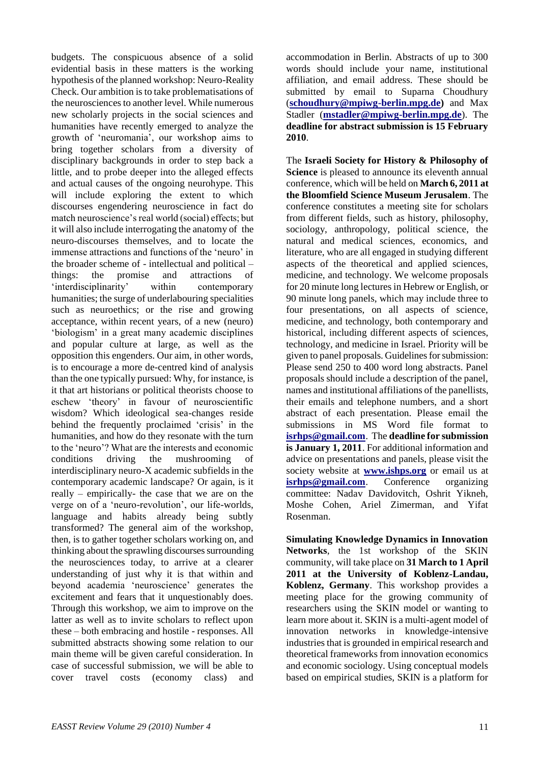budgets. The conspicuous absence of a solid evidential basis in these matters is the working hypothesis of the planned workshop: Neuro-Reality Check. Our ambition is to take problematisations of the neurosciences to another level. While numerous new scholarly projects in the social sciences and humanities have recently emerged to analyze the growth of 'neuromania', our workshop aims to bring together scholars from a diversity of disciplinary backgrounds in order to step back a little, and to probe deeper into the alleged effects and actual causes of the ongoing neurohype. This will include exploring the extent to which discourses engendering neuroscience in fact do match neuroscience's real world (social) effects; but it will also include interrogating the anatomy of the neuro-discourses themselves, and to locate the immense attractions and functions of the 'neuro' in the broader scheme of - intellectual and political – things: the promise and attractions of 'interdisciplinarity' within contemporary humanities; the surge of underlabouring specialities such as neuroethics; or the rise and growing acceptance, within recent years, of a new (neuro) 'biologism' in a great many academic disciplines and popular culture at large, as well as the opposition this engenders. Our aim, in other words, is to encourage a more de-centred kind of analysis than the one typically pursued: Why, for instance, is it that art historians or political theorists choose to eschew 'theory' in favour of neuroscientific wisdom? Which ideological sea-changes reside behind the frequently proclaimed 'crisis' in the humanities, and how do they resonate with the turn to the 'neuro'? What are the interests and economic conditions driving the mushrooming of interdisciplinary neuro-X academic subfields in the contemporary academic landscape? Or again, is it really – empirically- the case that we are on the verge on of a 'neuro-revolution', our life-worlds, language and habits already being subtly transformed? The general aim of the workshop, then, is to gather together scholars working on, and thinking about the sprawling discourses surrounding the neurosciences today, to arrive at a clearer understanding of just why it is that within and beyond academia 'neuroscience' generates the excitement and fears that it unquestionably does. Through this workshop, we aim to improve on the latter as well as to invite scholars to reflect upon these – both embracing and hostile - responses. All submitted abstracts showing some relation to our main theme will be given careful consideration. In case of successful submission, we will be able to cover travel costs (economy class) and accommodation in Berlin. Abstracts of up to 300 words should include your name, institutional affiliation, and email address. These should be submitted by email to Suparna Choudhury (**schoudhury@mpiwg-berlin.mpg.de**) and Max Stadler (**mstadler@mpiwg-berlin.mpg.de**). The **deadline for abstract submission is 15 February 2010**.

The **Israeli Society for History & Philosophy of Science** is pleased to announce its eleventh annual conference, which will be held on **March 6, 2011 at the Bloomfield Science Museum Jerusalem**. The conference constitutes a meeting site for scholars from different fields, such as history, philosophy, sociology, anthropology, political science, the natural and medical sciences, economics, and literature, who are all engaged in studying different aspects of the theoretical and applied sciences, medicine, and technology. We welcome proposals for 20 minute long lectures in Hebrew or English, or 90 minute long panels, which may include three to four presentations, on all aspects of science, medicine, and technology, both contemporary and historical, including different aspects of sciences, technology, and medicine in Israel. Priority will be given to panel proposals. Guidelines for submission: Please send 250 to 400 word long abstracts. Panel proposals should include a description of the panel, names and institutional affiliations of the panellists, their emails and telephone numbers, and a short abstract of each presentation. Please email the submissions in MS Word file format to **isrhps@gmail.com**. The **deadline for submission is January 1, 2011**. For additional information and advice on presentations and panels, please visit the society website at **www.ishps.org** or email us at **isrhps@gmail.com**. Conference organizing committee: Nadav Davidovitch, Oshrit Yikneh, Moshe Cohen, Ariel Zimerman, and Yifat Rosenman.

**Simulating Knowledge Dynamics in Innovation Networks**, the 1st workshop of the SKIN community, will take place on **31 March to 1 April 2011 at the University of Koblenz-Landau, Koblenz, Germany**. This workshop provides a meeting place for the growing community of researchers using the SKIN model or wanting to learn more about it. SKIN is a multi-agent model of innovation networks in knowledge-intensive industries that is grounded in empirical research and theoretical frameworks from innovation economics and economic sociology. Using conceptual models based on empirical studies, SKIN is a platform for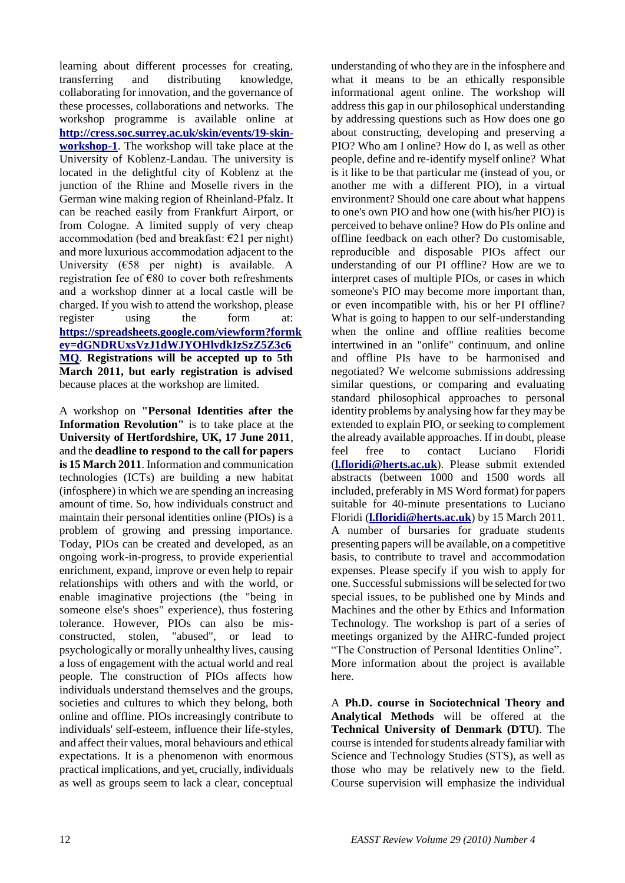learning about different processes for creating, transferring and distributing knowledge, collaborating for innovation, and the governance of these processes, collaborations and networks. The workshop programme is available online at **http://cress.soc.surrey.ac.uk/skin/events/19-skin-workshop-1**. The workshop will take place at the University of Koblenz-Landau. The university is located in the delightful city of Koblenz at the junction of the Rhine and Moselle rivers in the German wine making region of Rheinland-Pfalz. It can be reached easily from Frankfurt Airport, or from Cologne. A limited supply of very cheap accommodation (bed and breakfast: €21 per night) and more luxurious accommodation adjacent to the University (€58 per night) is available. A registration fee of €80 to cover both refreshments and a workshop dinner at a local castle will be charged. If you wish to attend the workshop, please register using the form at: **https://spreadsheets.google.com/viewform?formkey=dGNDRUxsVzJ1dWJYOHlvdkIzSzZ5Z3c6MQ**. **Registrations will be accepted up to 5th March 2011, but early registration is advised** because places at the workshop are limited.

A workshop on **"Personal Identities after the Information Revolution"** is to take place at the **University of Hertfordshire, UK, 17 June 2011**, and the **deadline to respond to the call for papers is 15 March 2011**. Information and communication technologies (ICTs) are building a new habitat (infosphere) in which we are spending an increasing amount of time. So, how individuals construct and maintain their personal identities online (PIOs) is a problem of growing and pressing importance. Today, PIOs can be created and developed, as an ongoing work-in-progress, to provide experiential enrichment, expand, improve or even help to repair relationships with others and with the world, or enable imaginative projections (the "being in someone else's shoes" experience), thus fostering tolerance. However, PIOs can also be mis-constructed, stolen, "abused", or lead to psychologically or morally unhealthy lives, causing a loss of engagement with the actual world and real people. The construction of PIOs affects how individuals understand themselves and the groups, societies and cultures to which they belong, both online and offline. PIOs increasingly contribute to individuals' self-esteem, influence their life-styles, and affect their values, moral behaviours and ethical expectations. It is a phenomenon with enormous practical implications, and yet, crucially, individuals as well as groups seem to lack a clear, conceptual understanding of who they are in the infosphere and what it means to be an ethically responsible informational agent online. The workshop will address this gap in our philosophical understanding by addressing questions such as How does one go about constructing, developing and preserving a PIO? Who am I online? How do I, as well as other people, define and re-identify myself online? What is it like to be that particular me (instead of you, or another me with a different PIO), in a virtual environment? Should one care about what happens to one's own PIO and how one (with his/her PIO) is perceived to behave online? How do PIs online and offline feedback on each other? Do customisable, reproducible and disposable PIOs affect our understanding of our PI offline? How are we to interpret cases of multiple PIOs, or cases in which someone's PIO may become more important than, or even incompatible with, his or her PI offline? What is going to happen to our self-understanding when the online and offline realities become intertwined in an "onlife" continuum, and online and offline PIs have to be harmonised and negotiated? We welcome submissions addressing similar questions, or comparing and evaluating standard philosophical approaches to personal identity problems by analysing how far they may be extended to explain PIO, or seeking to complement the already available approaches. If in doubt, please feel free to contact Luciano Floridi (**l.floridi@herts.ac.uk**). Please submit extended abstracts (between 1000 and 1500 words all included, preferably in MS Word format) for papers suitable for 40-minute presentations to Luciano Floridi (**l.floridi@herts.ac.uk**) by 15 March 2011. A number of bursaries for graduate students presenting papers will be available, on a competitive basis, to contribute to travel and accommodation expenses. Please specify if you wish to apply for one. Successful submissions will be selected for two special issues, to be published one by Minds and Machines and the other by Ethics and Information Technology. The workshop is part of a series of meetings organized by the AHRC-funded project "The Construction of Personal Identities Online". More information about the project is available here.

A **Ph.D. course in Sociotechnical Theory and Analytical Methods** will be offered at the **Technical University of Denmark (DTU)**. The course is intended for students already familiar with Science and Technology Studies (STS), as well as those who may be relatively new to the field. Course supervision will emphasize the individual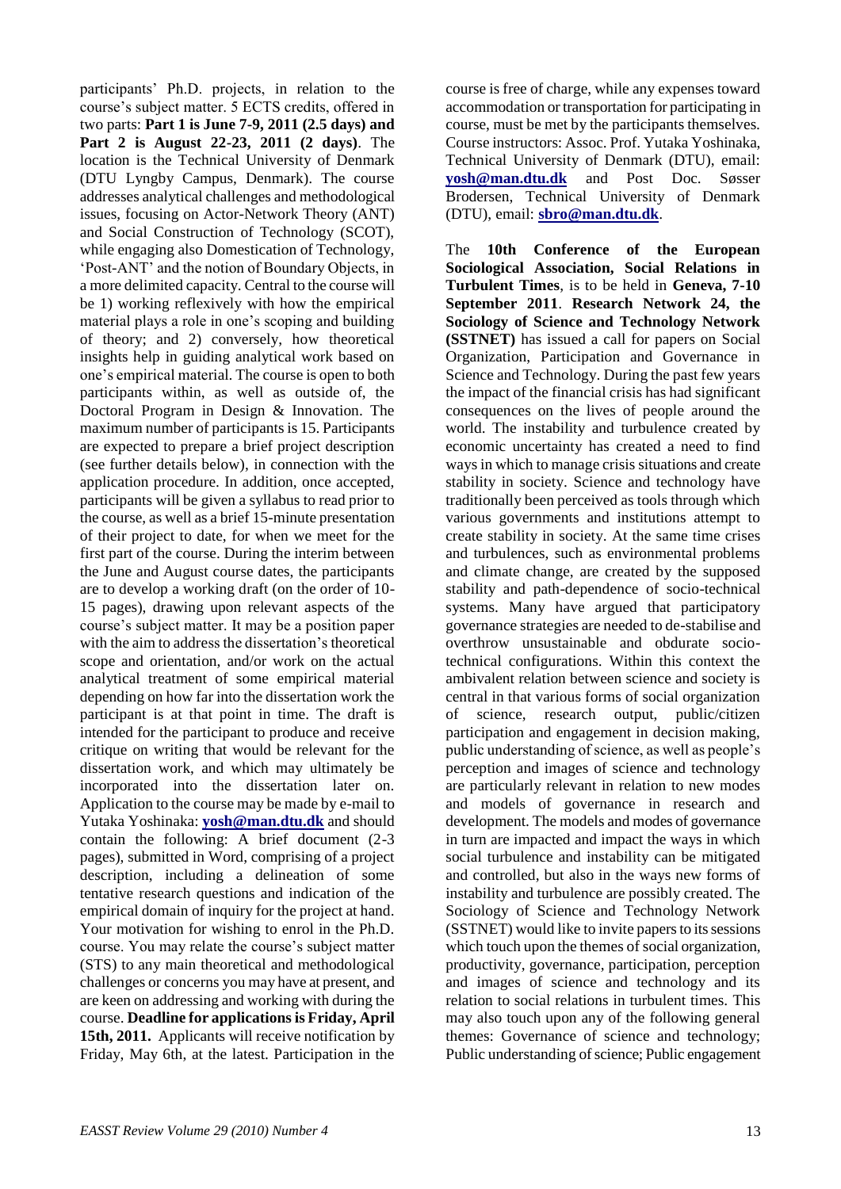participants' Ph.D. projects, in relation to the course's subject matter. 5 ECTS credits, offered in two parts: **Part 1 is June 7-9, 2011 (2.5 days) and Part 2 is August 22-23, 2011 (2 days)**. The location is the Technical University of Denmark (DTU Lyngby Campus, Denmark). The course addresses analytical challenges and methodological issues, focusing on Actor-Network Theory (ANT) and Social Construction of Technology (SCOT), while engaging also Domestication of Technology, 'Post-ANT' and the notion of Boundary Objects, in a more delimited capacity. Central to the course will be 1) working reflexively with how the empirical material plays a role in one's scoping and building of theory; and 2) conversely, how theoretical insights help in guiding analytical work based on one's empirical material. The course is open to both participants within, as well as outside of, the Doctoral Program in Design & Innovation. The maximum number of participants is 15. Participants are expected to prepare a brief project description (see further details below), in connection with the application procedure. In addition, once accepted, participants will be given a syllabus to read prior to the course, as well as a brief 15-minute presentation of their project to date, for when we meet for the first part of the course. During the interim between the June and August course dates, the participants are to develop a working draft (on the order of 10-15 pages), drawing upon relevant aspects of the course's subject matter. It may be a position paper with the aim to address the dissertation's theoretical scope and orientation, and/or work on the actual analytical treatment of some empirical material depending on how far into the dissertation work the participant is at that point in time. The draft is intended for the participant to produce and receive critique on writing that would be relevant for the dissertation work, and which may ultimately be incorporated into the dissertation later on. Application to the course may be made by e-mail to Yutaka Yoshinaka: **yosh@man.dtu.dk** and should contain the following: A brief document (2-3 pages), submitted in Word, comprising of a project description, including a delineation of some tentative research questions and indication of the empirical domain of inquiry for the project at hand. Your motivation for wishing to enrol in the Ph.D. course. You may relate the course's subject matter (STS) to any main theoretical and methodological challenges or concerns you may have at present, and are keen on addressing and working with during the course. **Deadline for applications is Friday, April 15th, 2011.** Applicants will receive notification by Friday, May 6th, at the latest. Participation in the course is free of charge, while any expenses toward accommodation or transportation for participating in course, must be met by the participants themselves. Course instructors: Assoc. Prof. Yutaka Yoshinaka, Technical University of Denmark (DTU), email: **yosh@man.dtu.dk** and Post Doc. Søsser Brodersen, Technical University of Denmark (DTU), email: **sbro@man.dtu.dk**.

The **10th Conference of the European Sociological Association, Social Relations in Turbulent Times**, is to be held in **Geneva, 7-10 September 2011**. **Research Network 24, the Sociology of Science and Technology Network (SSTNET)** has issued a call for papers on Social Organization, Participation and Governance in Science and Technology. During the past few years the impact of the financial crisis has had significant consequences on the lives of people around the world. The instability and turbulence created by economic uncertainty has created a need to find ways in which to manage crisis situations and create stability in society. Science and technology have traditionally been perceived as tools through which various governments and institutions attempt to create stability in society. At the same time crises and turbulences, such as environmental problems and climate change, are created by the supposed stability and path-dependence of socio-technical systems. Many have argued that participatory governance strategies are needed to de-stabilise and overthrow unsustainable and obdurate socio-technical configurations. Within this context the ambivalent relation between science and society is central in that various forms of social organization of science, research output, public/citizen participation and engagement in decision making, public understanding of science, as well as people's perception and images of science and technology are particularly relevant in relation to new modes and models of governance in research and development. The models and modes of governance in turn are impacted and impact the ways in which social turbulence and instability can be mitigated and controlled, but also in the ways new forms of instability and turbulence are possibly created. The Sociology of Science and Technology Network (SSTNET) would like to invite papers to its sessions which touch upon the themes of social organization, productivity, governance, participation, perception and images of science and technology and its relation to social relations in turbulent times. This may also touch upon any of the following general themes: Governance of science and technology; Public understanding of science; Public engagement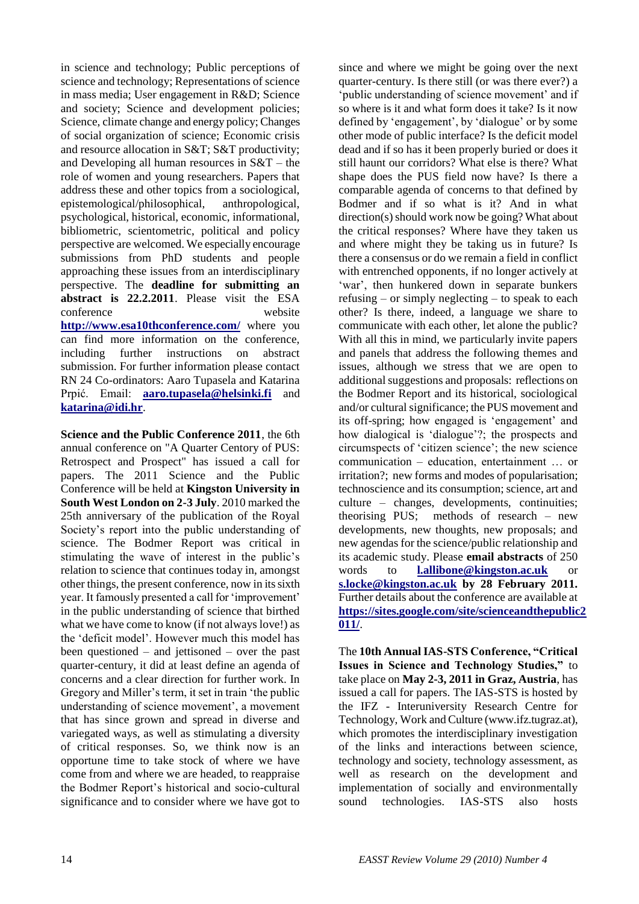in science and technology; Public perceptions of science and technology; Representations of science in mass media; User engagement in R&D; Science and society; Science and development policies; Science, climate change and energy policy; Changes of social organization of science; Economic crisis and resource allocation in S&T; S&T productivity; and Developing all human resources in S&T – the role of women and young researchers. Papers that address these and other topics from a sociological, epistemological/philosophical, anthropological, psychological, historical, economic, informational, bibliometric, scientometric, political and policy perspective are welcomed. We especially encourage submissions from PhD students and people approaching these issues from an interdisciplinary perspective. The **deadline for submitting an abstract is 22.2.2011**. Please visit the ESA conference website **http://www.esa10thconference.com/** where you can find more information on the conference, including further instructions on abstract submission. For further information please contact RN 24 Co-ordinators: Aaro Tupasela and Katarina Prpić. Email: **aaro.tupasela@helsinki.fi** and **katarina@idi.hr**.

**Science and the Public Conference 2011**, the 6th annual conference on "A Quarter Centory of PUS: Retrospect and Prospect" has issued a call for papers. The 2011 Science and the Public Conference will be held at **Kingston University in South West London on 2-3 July**. 2010 marked the 25th anniversary of the publication of the Royal Society's report into the public understanding of science. The Bodmer Report was critical in stimulating the wave of interest in the public's relation to science that continues today in, amongst other things, the present conference, now in its sixth year. It famously presented a call for 'improvement' in the public understanding of science that birthed what we have come to know (if not always love!) as the 'deficit model'. However much this model has been questioned – and jettisoned – over the past quarter-century, it did at least define an agenda of concerns and a clear direction for further work. In Gregory and Miller's term, it set in train 'the public understanding of science movement', a movement that has since grown and spread in diverse and variegated ways, as well as stimulating a diversity of critical responses. So, we think now is an opportune time to take stock of where we have come from and where we are headed, to reappraise the Bodmer Report's historical and socio-cultural significance and to consider where we have got to since and where we might be going over the next quarter-century. Is there still (or was there ever?) a 'public understanding of science movement' and if so where is it and what form does it take? Is it now defined by 'engagement', by 'dialogue' or by some other mode of public interface? Is the deficit model dead and if so has it been properly buried or does it still haunt our corridors? What else is there? What shape does the PUS field now have? Is there a comparable agenda of concerns to that defined by Bodmer and if so what is it? And in what direction(s) should work now be going? What about the critical responses? Where have they taken us and where might they be taking us in future? Is there a consensus or do we remain a field in conflict with entrenched opponents, if no longer actively at 'war', then hunkered down in separate bunkers refusing – or simply neglecting – to speak to each other? Is there, indeed, a language we share to communicate with each other, let alone the public? With all this in mind, we particularly invite papers and panels that address the following themes and issues, although we stress that we are open to additional suggestions and proposals: reflections on the Bodmer Report and its historical, sociological and/or cultural significance; the PUS movement and its off-spring; how engaged is 'engagement' and how dialogical is 'dialogue'?; the prospects and circumspects of 'citizen science'; the new science communication – education, entertainment … or irritation?; new forms and modes of popularisation; technoscience and its consumption; science, art and culture – changes, developments, continuities; theorising PUS; methods of research – new developments, new thoughts, new proposals; and new agendas for the science/public relationship and its academic study. Please **email abstracts** of 250 words to **l.allibone@kingston.ac.uk** or **s.locke@kingston.ac.uk by 28 February 2011.** Further details about the conference are available at **https://sites.google.com/site/scienceandthepublic2011/**.

The **10th Annual IAS-STS Conference, "Critical Issues in Science and Technology Studies,"** to take place on **May 2-3, 2011 in Graz, Austria**, has issued a call for papers. The IAS-STS is hosted by the IFZ - Interuniversity Research Centre for Technology, Work and Culture (www.ifz.tugraz.at), which promotes the interdisciplinary investigation of the links and interactions between science, technology and society, technology assessment, as well as research on the development and implementation of socially and environmentally sound technologies. IAS-STS also hosts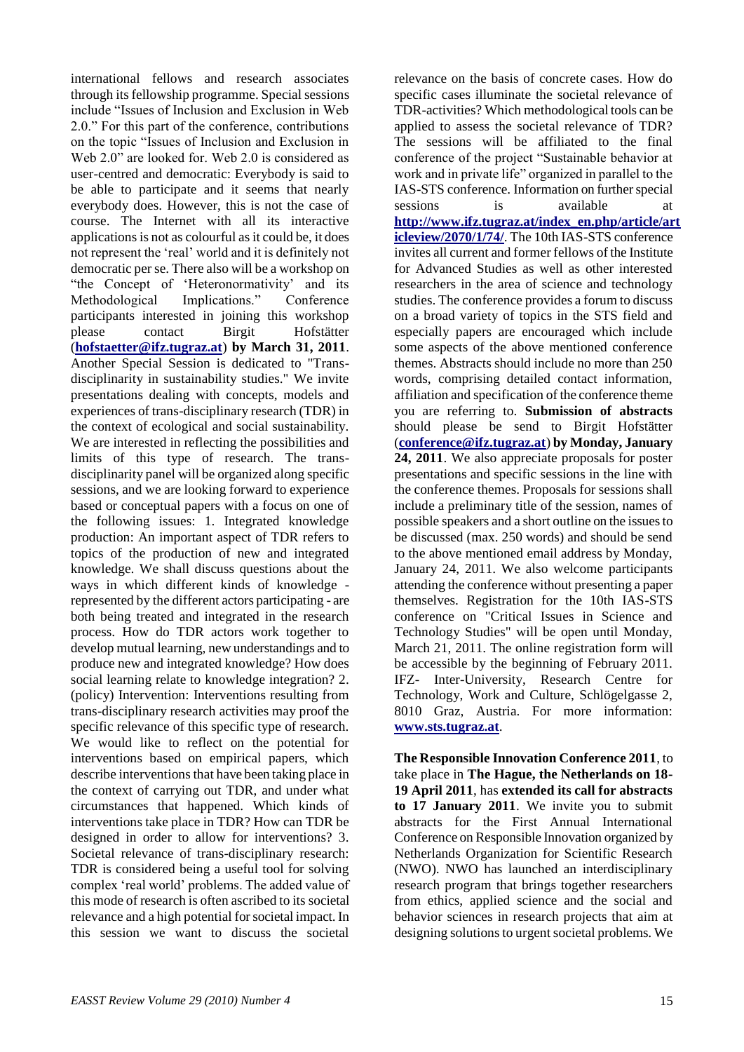international fellows and research associates through its fellowship programme. Special sessions include "Issues of Inclusion and Exclusion in Web 2.0." For this part of the conference, contributions on the topic "Issues of Inclusion and Exclusion in Web 2.0" are looked for. Web 2.0 is considered as user-centred and democratic: Everybody is said to be able to participate and it seems that nearly everybody does. However, this is not the case of course. The Internet with all its interactive applications is not as colourful as it could be, it does not represent the 'real' world and it is definitely not democratic per se. There also will be a workshop on "the Concept of 'Heteronormativity' and its Methodological Implications." Conference participants interested in joining this workshop please contact Birgit Hofstätter (**hofstaetter@ifz.tugraz.at**) **by March 31, 2011**. Another Special Session is dedicated to "Trans-disciplinarity in sustainability studies." We invite presentations dealing with concepts, models and experiences of trans-disciplinary research (TDR) in the context of ecological and social sustainability. We are interested in reflecting the possibilities and limits of this type of research. The trans-disciplinarity panel will be organized along specific sessions, and we are looking forward to experience based or conceptual papers with a focus on one of the following issues: 1. Integrated knowledge production: An important aspect of TDR refers to topics of the production of new and integrated knowledge. We shall discuss questions about the ways in which different kinds of knowledge - represented by the different actors participating - are both being treated and integrated in the research process. How do TDR actors work together to develop mutual learning, new understandings and to produce new and integrated knowledge? How does social learning relate to knowledge integration? 2. (policy) Intervention: Interventions resulting from trans-disciplinary research activities may proof the specific relevance of this specific type of research. We would like to reflect on the potential for interventions based on empirical papers, which describe interventions that have been taking place in the context of carrying out TDR, and under what circumstances that happened. Which kinds of interventions take place in TDR? How can TDR be designed in order to allow for interventions? 3. Societal relevance of trans-disciplinary research: TDR is considered being a useful tool for solving complex 'real world' problems. The added value of this mode of research is often ascribed to its societal relevance and a high potential for societal impact. In this session we want to discuss the societal relevance on the basis of concrete cases. How do specific cases illuminate the societal relevance of TDR-activities? Which methodological tools can be applied to assess the societal relevance of TDR? The sessions will be affiliated to the final conference of the project "Sustainable behavior at work and in private life" organized in parallel to the IAS-STS conference. Information on further special sessions is available at **http://www.ifz.tugraz.at/index_en.php/article/articleview/2070/1/74/**. The 10th IAS-STS conference invites all current and former fellows of the Institute for Advanced Studies as well as other interested researchers in the area of science and technology studies. The conference provides a forum to discuss on a broad variety of topics in the STS field and especially papers are encouraged which include some aspects of the above mentioned conference themes. Abstracts should include no more than 250 words, comprising detailed contact information, affiliation and specification of the conference theme you are referring to. **Submission of abstracts** should please be send to Birgit Hofstätter (**conference@ifz.tugraz.at**) **by Monday, January 24, 2011**. We also appreciate proposals for poster presentations and specific sessions in the line with the conference themes. Proposals for sessions shall include a preliminary title of the session, names of possible speakers and a short outline on the issues to be discussed (max. 250 words) and should be send to the above mentioned email address by Monday, January 24, 2011. We also welcome participants attending the conference without presenting a paper themselves. Registration for the 10th IAS-STS conference on "Critical Issues in Science and Technology Studies" will be open until Monday, March 21, 2011. The online registration form will be accessible by the beginning of February 2011. IFZ- Inter-University, Research Centre for Technology, Work and Culture, Schlögelgasse 2, 8010 Graz, Austria. For more information: **www.sts.tugraz.at**.

**The Responsible Innovation Conference 2011**, to take place in **The Hague, the Netherlands on 18-19 April 2011**, has **extended its call for abstracts to 17 January 2011**. We invite you to submit abstracts for the First Annual International Conference on Responsible Innovation organized by Netherlands Organization for Scientific Research (NWO). NWO has launched an interdisciplinary research program that brings together researchers from ethics, applied science and the social and behavior sciences in research projects that aim at designing solutions to urgent societal problems. We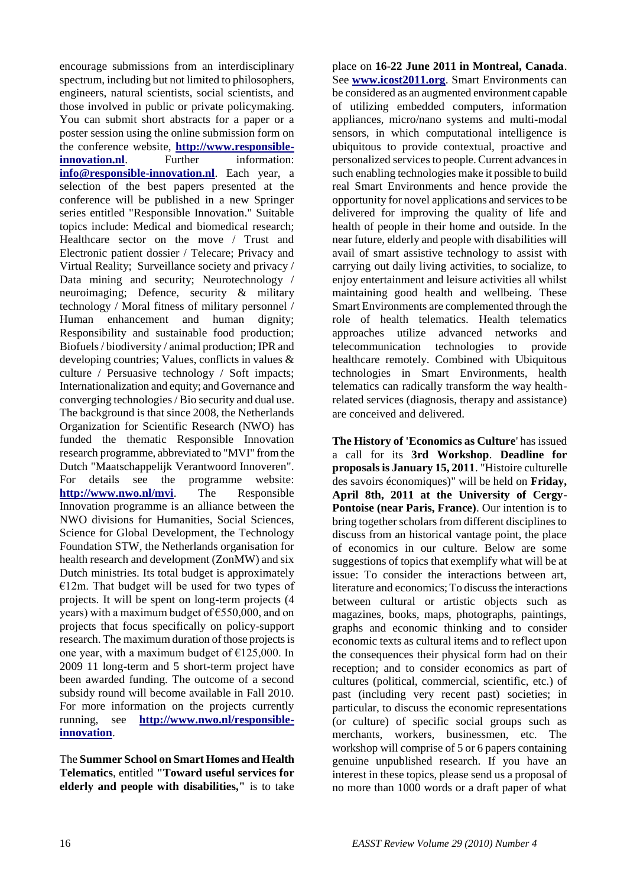encourage submissions from an interdisciplinary spectrum, including but not limited to philosophers, engineers, natural scientists, social scientists, and those involved in public or private policymaking. You can submit short abstracts for a paper or a poster session using the online submission form on the conference website, **http://www.responsible-innovation.nl**. Further information: **info@responsible-innovation.nl**. Each year, a selection of the best papers presented at the conference will be published in a new Springer series entitled "Responsible Innovation." Suitable topics include: Medical and biomedical research; Healthcare sector on the move / Trust and Electronic patient dossier / Telecare; Privacy and Virtual Reality; Surveillance society and privacy / Data mining and security; Neurotechnology / neuroimaging; Defence, security & military technology / Moral fitness of military personnel / Human enhancement and human dignity; Responsibility and sustainable food production; Biofuels / biodiversity / animal production; IPR and developing countries; Values, conflicts in values & culture / Persuasive technology / Soft impacts; Internationalization and equity; and Governance and converging technologies / Bio security and dual use. The background is that since 2008, the Netherlands Organization for Scientific Research (NWO) has funded the thematic Responsible Innovation research programme, abbreviated to "MVI" from the Dutch "Maatschappelijk Verantwoord Innoveren". For details see the programme website: **http://www.nwo.nl/mvi**. The Responsible Innovation programme is an alliance between the NWO divisions for Humanities, Social Sciences, Science for Global Development, the Technology Foundation STW, the Netherlands organisation for health research and development (ZonMW) and six Dutch ministries. Its total budget is approximately €12m. That budget will be used for two types of projects. It will be spent on long-term projects (4 years) with a maximum budget of €550,000, and on projects that focus specifically on policy-support research. The maximum duration of those projects is one year, with a maximum budget of €125,000. In 2009 11 long-term and 5 short-term project have been awarded funding. The outcome of a second subsidy round will become available in Fall 2010. For more information on the projects currently running, see **http://www.nwo.nl/responsible-innovation**.

The **Summer School on Smart Homes and Health Telematics**, entitled **"Toward useful services for elderly and people with disabilities,"** is to take place on **16-22 June 2011 in Montreal, Canada**. See **www.icost2011.org**. Smart Environments can be considered as an augmented environment capable of utilizing embedded computers, information appliances, micro/nano systems and multi-modal sensors, in which computational intelligence is ubiquitous to provide contextual, proactive and personalized services to people. Current advances in such enabling technologies make it possible to build real Smart Environments and hence provide the opportunity for novel applications and services to be delivered for improving the quality of life and health of people in their home and outside. In the near future, elderly and people with disabilities will avail of smart assistive technology to assist with carrying out daily living activities, to socialize, to enjoy entertainment and leisure activities all whilst maintaining good health and wellbeing. These Smart Environments are complemented through the role of health telematics. Health telematics approaches utilize advanced networks and telecommunication technologies to provide healthcare remotely. Combined with Ubiquitous technologies in Smart Environments, health telematics can radically transform the way health-related services (diagnosis, therapy and assistance) are conceived and delivered.

**The History of 'Economics as Culture**' has issued a call for its **3rd Workshop**. **Deadline for proposals is January 15, 2011**. "Histoire culturelle des savoirs économiques)" will be held on **Friday, April 8th, 2011 at the University of Cergy-Pontoise (near Paris, France)**. Our intention is to bring together scholars from different disciplines to discuss from an historical vantage point, the place of economics in our culture. Below are some suggestions of topics that exemplify what will be at issue: To consider the interactions between art, literature and economics; To discuss the interactions between cultural or artistic objects such as magazines, books, maps, photographs, paintings, graphs and economic thinking and to consider economic texts as cultural items and to reflect upon the consequences their physical form had on their reception; and to consider economics as part of cultures (political, commercial, scientific, etc.) of past (including very recent past) societies; in particular, to discuss the economic representations (or culture) of specific social groups such as merchants, workers, businessmen, etc. The workshop will comprise of 5 or 6 papers containing genuine unpublished research. If you have an interest in these topics, please send us a proposal of no more than 1000 words or a draft paper of what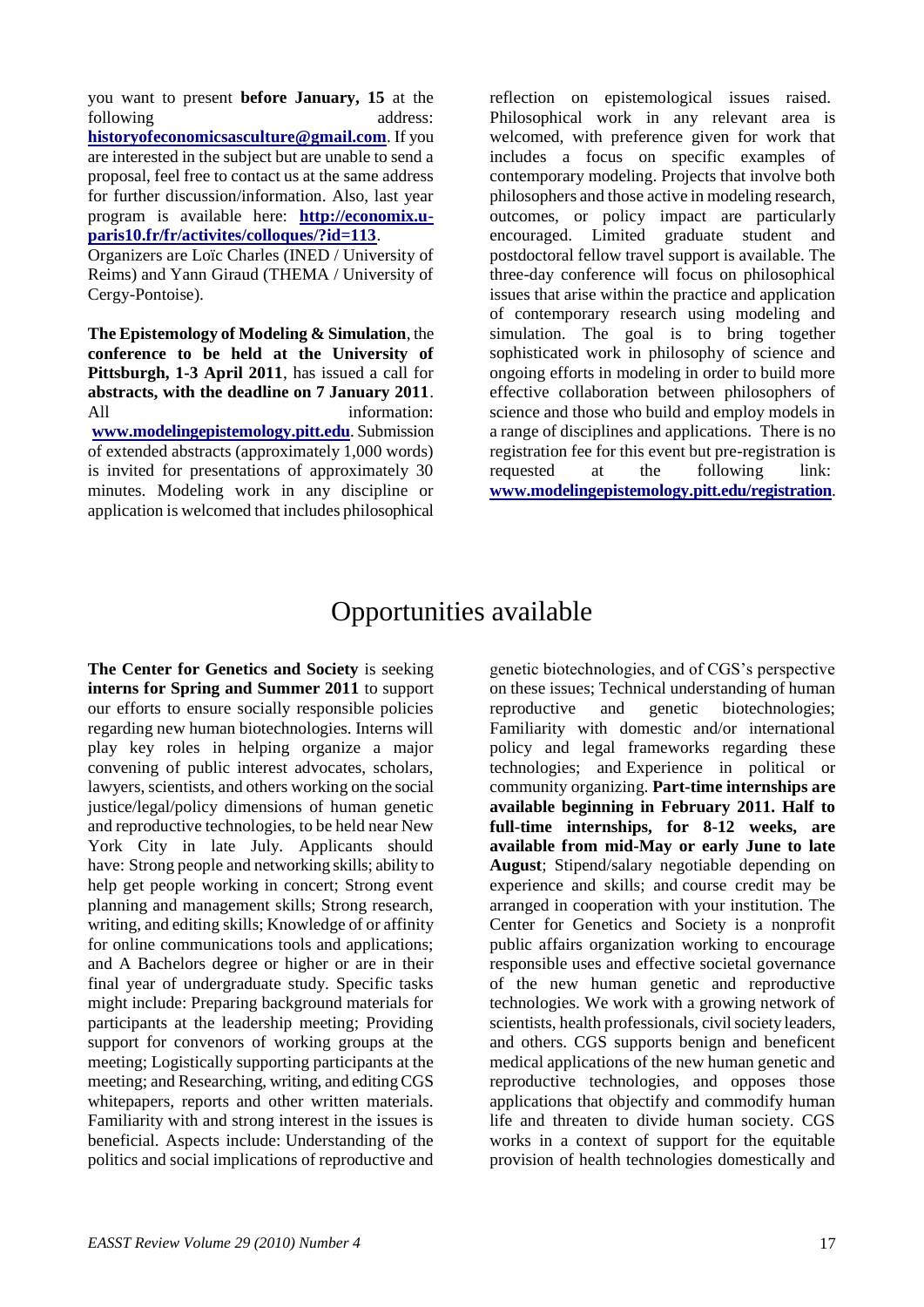you want to present **before January, 15** at the following address: **historyofeconomicsasculture@gmail.com**. If you are interested in the subject but are unable to send a proposal, feel free to contact us at the same address for further discussion/information. Also, last year program is available here: **http://economix.u-paris10.fr/fr/activites/colloques/?id=113**.
Organizers are Loïc Charles (INED / University of Reims) and Yann Giraud (THEMA / University of Cergy-Pontoise).

**The Epistemology of Modeling & Simulation**, the **conference to be held at the University of Pittsburgh, 1-3 April 2011**, has issued a call for **abstracts, with the deadline on 7 January 2011**. All information: **www.modelingepistemology.pitt.edu**. Submission of extended abstracts (approximately 1,000 words) is invited for presentations of approximately 30 minutes. Modeling work in any discipline or application is welcomed that includes philosophical reflection on epistemological issues raised. Philosophical work in any relevant area is welcomed, with preference given for work that includes a focus on specific examples of contemporary modeling. Projects that involve both philosophers and those active in modeling research, outcomes, or policy impact are particularly encouraged. Limited graduate student and postdoctoral fellow travel support is available. The three-day conference will focus on philosophical issues that arise within the practice and application of contemporary research using modeling and simulation. The goal is to bring together sophisticated work in philosophy of science and ongoing efforts in modeling in order to build more effective collaboration between philosophers of science and those who build and employ models in a range of disciplines and applications. There is no registration fee for this event but pre-registration is requested at the following link: **www.modelingepistemology.pitt.edu/registration**.

# Opportunities available

**The Center for Genetics and Society** is seeking **interns for Spring and Summer 2011** to support our efforts to ensure socially responsible policies regarding new human biotechnologies. Interns will play key roles in helping organize a major convening of public interest advocates, scholars, lawyers, scientists, and others working on the social justice/legal/policy dimensions of human genetic and reproductive technologies, to be held near New York City in late July. Applicants should have: Strong people and networking skills; ability to help get people working in concert; Strong event planning and management skills; Strong research, writing, and editing skills; Knowledge of or affinity for online communications tools and applications; and A Bachelors degree or higher or are in their final year of undergraduate study. Specific tasks might include: Preparing background materials for participants at the leadership meeting; Providing support for convenors of working groups at the meeting; Logistically supporting participants at the meeting; and Researching, writing, and editing CGS whitepapers, reports and other written materials. Familiarity with and strong interest in the issues is beneficial. Aspects include: Understanding of the politics and social implications of reproductive and genetic biotechnologies, and of CGS's perspective on these issues; Technical understanding of human reproductive and genetic biotechnologies; Familiarity with domestic and/or international policy and legal frameworks regarding these technologies; and Experience in political or community organizing. **Part-time internships are available beginning in February 2011. Half to full-time internships, for 8-12 weeks, are available from mid-May or early June to late August**; Stipend/salary negotiable depending on experience and skills; and course credit may be arranged in cooperation with your institution. The Center for Genetics and Society is a nonprofit public affairs organization working to encourage responsible uses and effective societal governance of the new human genetic and reproductive technologies. We work with a growing network of scientists, health professionals, civil society leaders, and others. CGS supports benign and beneficent medical applications of the new human genetic and reproductive technologies, and opposes those applications that objectify and commodify human life and threaten to divide human society. CGS works in a context of support for the equitable provision of health technologies domestically and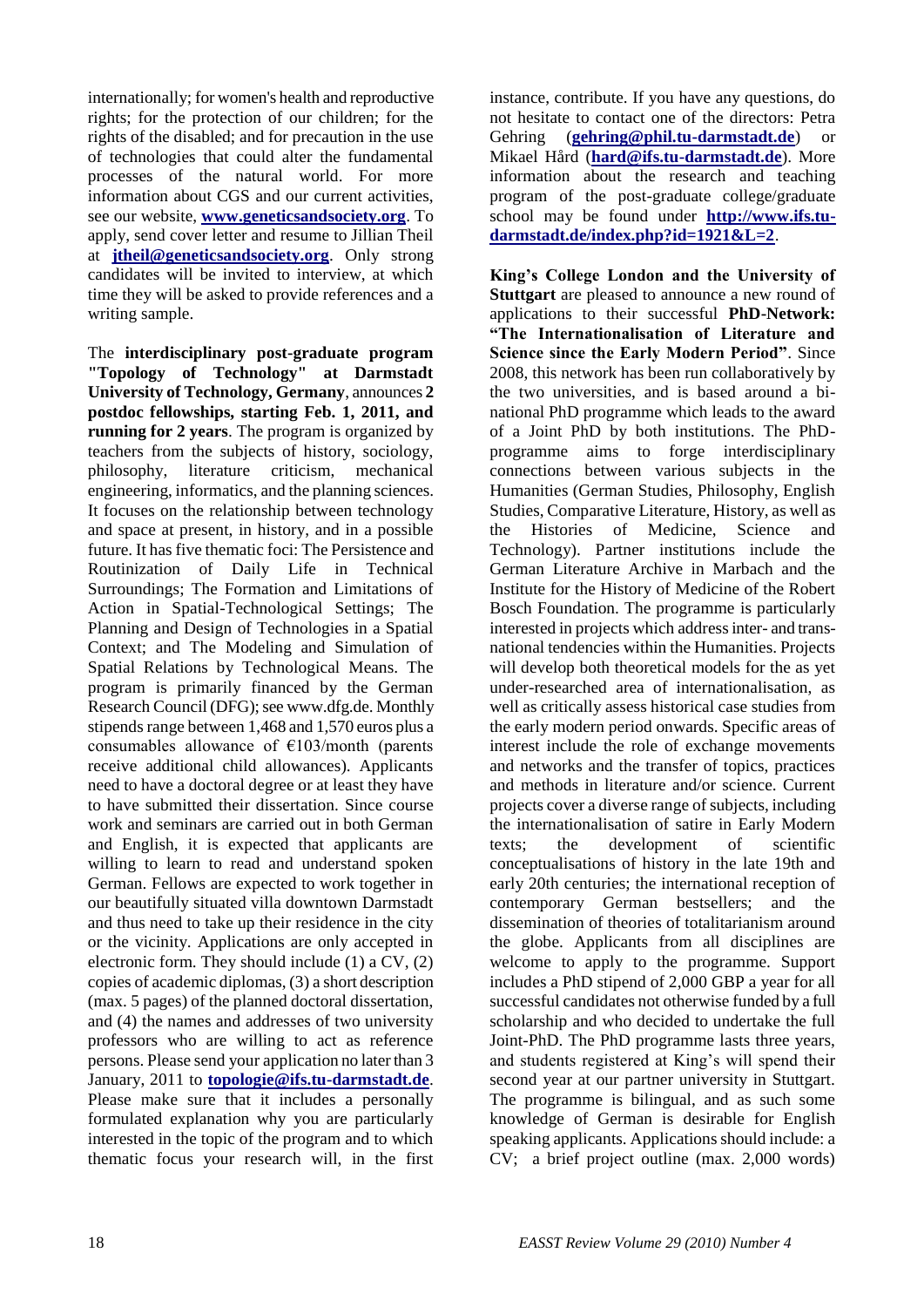internationally; for women's health and reproductive rights; for the protection of our children; for the rights of the disabled; and for precaution in the use of technologies that could alter the fundamental processes of the natural world. For more information about CGS and our current activities, see our website, **[www.geneticsandsociety.org](http://www.geneticsandsociety.org)**. To apply, send cover letter and resume to Jillian Theil at **[jtheil@geneticsandsociety.org](mailto:jtheil@geneticsandsociety.org)**. Only strong candidates will be invited to interview, at which time they will be asked to provide references and a writing sample.

The **interdisciplinary post-graduate program "Topology of Technology" at Darmstadt University of Technology, Germany**, announces **2 postdoc fellowships, starting Feb. 1, 2011, and running for 2 years**. The program is organized by teachers from the subjects of history, sociology, philosophy, literature criticism, mechanical engineering, informatics, and the planning sciences. It focuses on the relationship between technology and space at present, in history, and in a possible future. It has five thematic foci: The Persistence and Routinization of Daily Life in Technical Surroundings; The Formation and Limitations of Action in Spatial-Technological Settings; The Planning and Design of Technologies in a Spatial Context; and The Modeling and Simulation of Spatial Relations by Technological Means. The program is primarily financed by the German Research Council (DFG); see www.dfg.de. Monthly stipends range between 1,468 and 1,570 euros plus a consumables allowance of €103/month (parents receive additional child allowances). Applicants need to have a doctoral degree or at least they have to have submitted their dissertation. Since course work and seminars are carried out in both German and English, it is expected that applicants are willing to learn to read and understand spoken German. Fellows are expected to work together in our beautifully situated villa downtown Darmstadt and thus need to take up their residence in the city or the vicinity. Applications are only accepted in electronic form. They should include (1) a CV, (2) copies of academic diplomas, (3) a short description (max. 5 pages) of the planned doctoral dissertation, and (4) the names and addresses of two university professors who are willing to act as reference persons. Please send your application no later than 3 January, 2011 to **[topologie@ifs.tu-darmstadt.de](mailto:topologie@ifs.tu-darmstadt.de)**. Please make sure that it includes a personally formulated explanation why you are particularly interested in the topic of the program and to which thematic focus your research will, in the first instance, contribute. If you have any questions, do not hesitate to contact one of the directors: Petra Gehring (**[gehring@phil.tu-darmstadt.de](mailto:gehring@phil.tu-darmstadt.de)**) or Mikael Hård (**[hard@ifs.tu-darmstadt.de](mailto:hard@ifs.tu-darmstadt.de)**). More information about the research and teaching program of the post-graduate college/graduate school may be found under **[http://www.ifs.tu-darmstadt.de/index.php?id=1921&L=2](http://www.ifs.tu-darmstadt.de/index.php?id=1921&L=2)**.

**King's College London and the University of Stuttgart** are pleased to announce a new round of applications to their successful **PhD-Network: "The Internationalisation of Literature and Science since the Early Modern Period"**. Since 2008, this network has been run collaboratively by the two universities, and is based around a bi-national PhD programme which leads to the award of a Joint PhD by both institutions. The PhD-programme aims to forge interdisciplinary connections between various subjects in the Humanities (German Studies, Philosophy, English Studies, Comparative Literature, History, as well as the Histories of Medicine, Science and Technology). Partner institutions include the German Literature Archive in Marbach and the Institute for the History of Medicine of the Robert Bosch Foundation. The programme is particularly interested in projects which address inter- and trans-national tendencies within the Humanities. Projects will develop both theoretical models for the as yet under-researched area of internationalisation, as well as critically assess historical case studies from the early modern period onwards. Specific areas of interest include the role of exchange movements and networks and the transfer of topics, practices and methods in literature and/or science. Current projects cover a diverse range of subjects, including the internationalisation of satire in Early Modern texts; the development of scientific conceptualisations of history in the late 19th and early 20th centuries; the international reception of contemporary German bestsellers; and the dissemination of theories of totalitarianism around the globe. Applicants from all disciplines are welcome to apply to the programme. Support includes a PhD stipend of 2,000 GBP a year for all successful candidates not otherwise funded by a full scholarship and who decided to undertake the full Joint-PhD. The PhD programme lasts three years, and students registered at King's will spend their second year at our partner university in Stuttgart. The programme is bilingual, and as such some knowledge of German is desirable for English speaking applicants. Applications should include: a CV; a brief project outline (max. 2,000 words)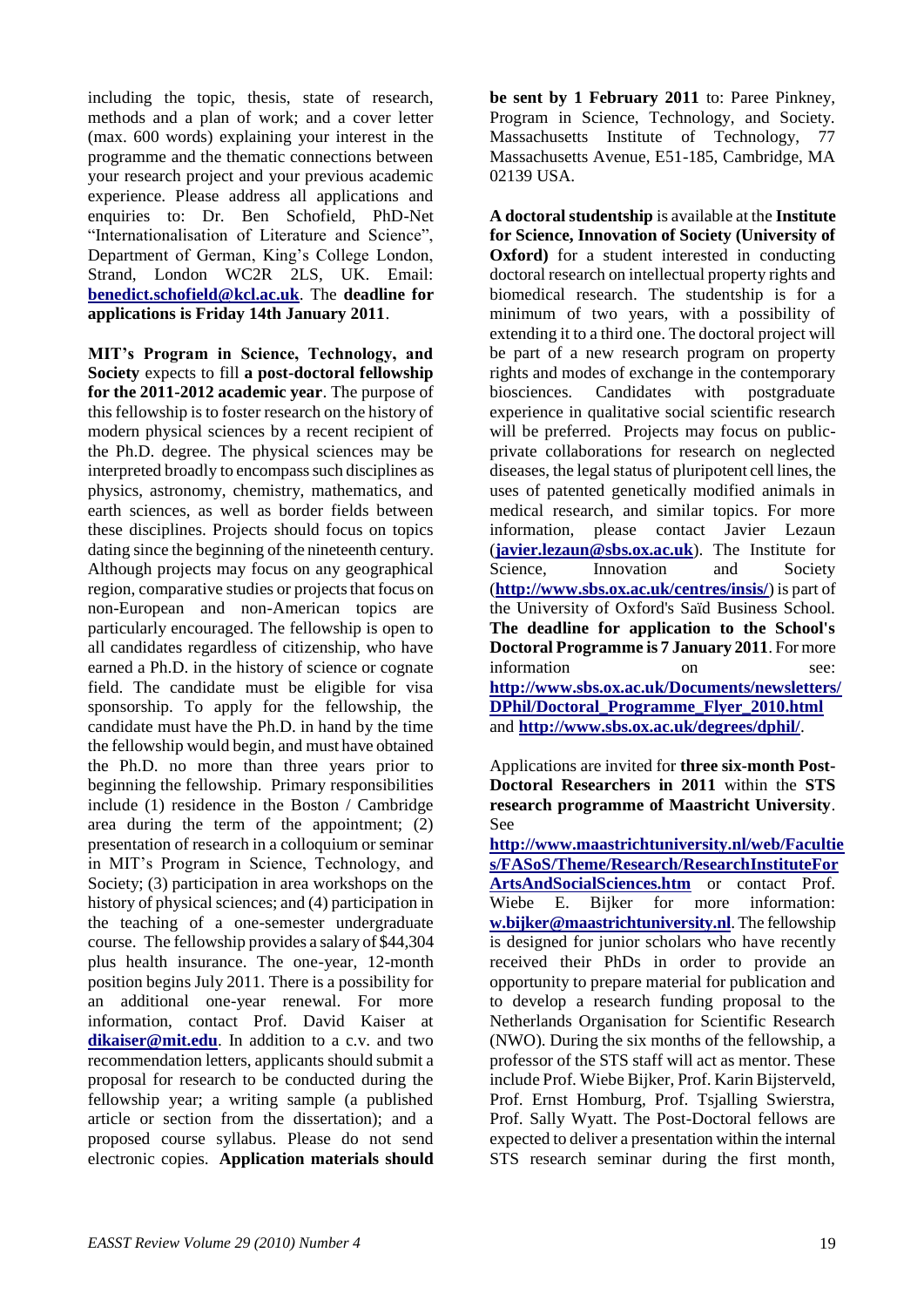including the topic, thesis, state of research, methods and a plan of work; and a cover letter (max. 600 words) explaining your interest in the programme and the thematic connections between your research project and your previous academic experience. Please address all applications and enquiries to: Dr. Ben Schofield, PhD-Net "Internationalisation of Literature and Science", Department of German, King's College London, Strand, London WC2R 2LS, UK. Email: **benedict.schofield@kcl.ac.uk**. The **deadline for applications is Friday 14th January 2011**.

**MIT's Program in Science, Technology, and Society** expects to fill **a post-doctoral fellowship for the 2011-2012 academic year**. The purpose of this fellowship is to foster research on the history of modern physical sciences by a recent recipient of the Ph.D. degree. The physical sciences may be interpreted broadly to encompass such disciplines as physics, astronomy, chemistry, mathematics, and earth sciences, as well as border fields between these disciplines. Projects should focus on topics dating since the beginning of the nineteenth century. Although projects may focus on any geographical region, comparative studies or projects that focus on non-European and non-American topics are particularly encouraged. The fellowship is open to all candidates regardless of citizenship, who have earned a Ph.D. in the history of science or cognate field. The candidate must be eligible for visa sponsorship. To apply for the fellowship, the candidate must have the Ph.D. in hand by the time the fellowship would begin, and must have obtained the Ph.D. no more than three years prior to beginning the fellowship. Primary responsibilities include (1) residence in the Boston / Cambridge area during the term of the appointment; (2) presentation of research in a colloquium or seminar in MIT's Program in Science, Technology, and Society; (3) participation in area workshops on the history of physical sciences; and (4) participation in the teaching of a one-semester undergraduate course. The fellowship provides a salary of $44,304 plus health insurance. The one-year, 12-month position begins July 2011. There is a possibility for an additional one-year renewal. For more information, contact Prof. David Kaiser at **dikaiser@mit.edu**. In addition to a c.v. and two recommendation letters, applicants should submit a proposal for research to be conducted during the fellowship year; a writing sample (a published article or section from the dissertation); and a proposed course syllabus. Please do not send electronic copies. **Application materials should be sent by 1 February 2011** to: Paree Pinkney, Program in Science, Technology, and Society. Massachusetts Institute of Technology, 77 Massachusetts Avenue, E51-185, Cambridge, MA 02139 USA.

**A doctoral studentship** is available at the **Institute for Science, Innovation of Society (University of Oxford)** for a student interested in conducting doctoral research on intellectual property rights and biomedical research. The studentship is for a minimum of two years, with a possibility of extending it to a third one. The doctoral project will be part of a new research program on property rights and modes of exchange in the contemporary biosciences. Candidates with postgraduate experience in qualitative social scientific research will be preferred. Projects may focus on public-private collaborations for research on neglected diseases, the legal status of pluripotent cell lines, the uses of patented genetically modified animals in medical research, and similar topics. For more information, please contact Javier Lezaun (**javier.lezaun@sbs.ox.ac.uk**). The Institute for Science, Innovation and Society (**http://www.sbs.ox.ac.uk/centres/insis/**) is part of the University of Oxford's Saïd Business School. **The deadline for application to the School's Doctoral Programme is 7 January 2011**. For more information on see: **http://www.sbs.ox.ac.uk/Documents/newsletters/DPhil/Doctoral_Programme_Flyer_2010.html** and **http://www.sbs.ox.ac.uk/degrees/dphil/**.

Applications are invited for **three six-month Post-Doctoral Researchers in 2011** within the **STS research programme of Maastricht University**. See **http://www.maastrichtuniversity.nl/web/Faculties/FASoS/Theme/Research/ResearchInstituteForArtsAndSocialSciences.htm** or contact Prof. Wiebe E. Bijker for more information: **w.bijker@maastrichtuniversity.nl**. The fellowship is designed for junior scholars who have recently received their PhDs in order to provide an opportunity to prepare material for publication and to develop a research funding proposal to the Netherlands Organisation for Scientific Research (NWO). During the six months of the fellowship, a professor of the STS staff will act as mentor. These include Prof. Wiebe Bijker, Prof. Karin Bijsterveld, Prof. Ernst Homburg, Prof. Tsjalling Swierstra, Prof. Sally Wyatt. The Post-Doctoral fellows are expected to deliver a presentation within the internal STS research seminar during the first month,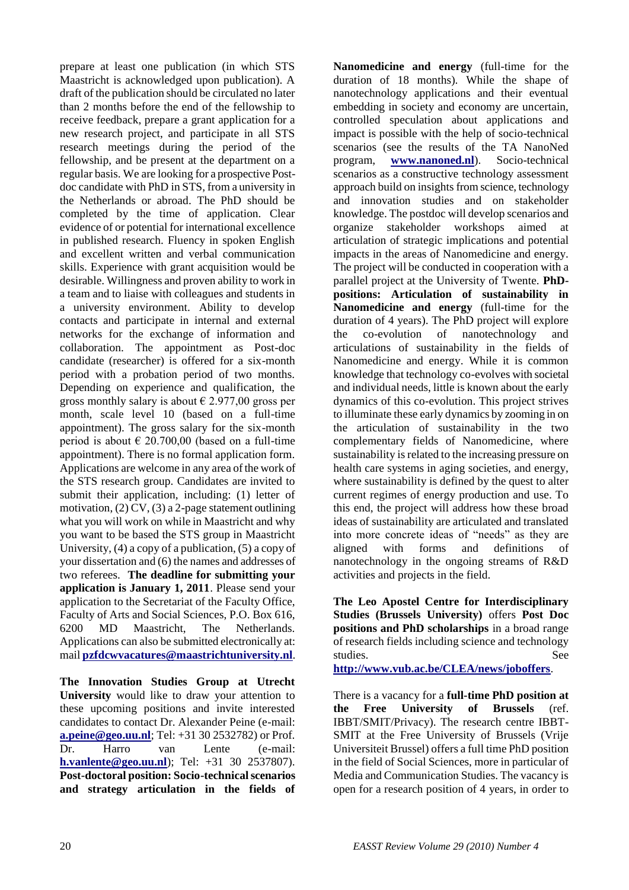prepare at least one publication (in which STS Maastricht is acknowledged upon publication). A draft of the publication should be circulated no later than 2 months before the end of the fellowship to receive feedback, prepare a grant application for a new research project, and participate in all STS research meetings during the period of the fellowship, and be present at the department on a regular basis. We are looking for a prospective Post-doc candidate with PhD in STS, from a university in the Netherlands or abroad. The PhD should be completed by the time of application. Clear evidence of or potential for international excellence in published research. Fluency in spoken English and excellent written and verbal communication skills. Experience with grant acquisition would be desirable. Willingness and proven ability to work in a team and to liaise with colleagues and students in a university environment. Ability to develop contacts and participate in internal and external networks for the exchange of information and collaboration. The appointment as Post-doc candidate (researcher) is offered for a six-month period with a probation period of two months. Depending on experience and qualification, the gross monthly salary is about € 2.977,00 gross per month, scale level 10 (based on a full-time appointment). The gross salary for the six-month period is about € 20.700,00 (based on a full-time appointment). There is no formal application form. Applications are welcome in any area of the work of the STS research group. Candidates are invited to submit their application, including: (1) letter of motivation, (2) CV, (3) a 2-page statement outlining what you will work on while in Maastricht and why you want to be based the STS group in Maastricht University, (4) a copy of a publication, (5) a copy of your dissertation and (6) the names and addresses of two referees. **The deadline for submitting your application is January 1, 2011**. Please send your application to the Secretariat of the Faculty Office, Faculty of Arts and Social Sciences, P.O. Box 616, 6200 MD Maastricht, The Netherlands. Applications can also be submitted electronically at: mail **pzfdcwvacatures@maastrichtuniversity.nl**.

**The Innovation Studies Group at Utrecht University** would like to draw your attention to these upcoming positions and invite interested candidates to contact Dr. Alexander Peine (e-mail: **a.peine@geo.uu.nl**; Tel: +31 30 2532782) or Prof. Dr. Harro van Lente (e-mail: **h.vanlente@geo.uu.nl**); Tel: +31 30 2537807). **Post-doctoral position: Socio-technical scenarios and strategy articulation in the fields of Nanomedicine and energy** (full-time for the duration of 18 months). While the shape of nanotechnology applications and their eventual embedding in society and economy are uncertain, controlled speculation about applications and impact is possible with the help of socio-technical scenarios (see the results of the TA NanoNed program, **www.nanoned.nl**). Socio-technical scenarios as a constructive technology assessment approach build on insights from science, technology and innovation studies and on stakeholder knowledge. The postdoc will develop scenarios and organize stakeholder workshops aimed at articulation of strategic implications and potential impacts in the areas of Nanomedicine and energy. The project will be conducted in cooperation with a parallel project at the University of Twente. **PhD-positions: Articulation of sustainability in Nanomedicine and energy** (full-time for the duration of 4 years). The PhD project will explore the co-evolution of nanotechnology and articulations of sustainability in the fields of Nanomedicine and energy. While it is common knowledge that technology co-evolves with societal and individual needs, little is known about the early dynamics of this co-evolution. This project strives to illuminate these early dynamics by zooming in on the articulation of sustainability in the two complementary fields of Nanomedicine, where sustainability is related to the increasing pressure on health care systems in aging societies, and energy, where sustainability is defined by the quest to alter current regimes of energy production and use. To this end, the project will address how these broad ideas of sustainability are articulated and translated into more concrete ideas of "needs" as they are aligned with forms and definitions of nanotechnology in the ongoing streams of R&D activities and projects in the field.

**The Leo Apostel Centre for Interdisciplinary Studies (Brussels University)** offers **Post Doc positions and PhD scholarships** in a broad range of research fields including science and technology studies. See **http://www.vub.ac.be/CLEA/news/joboffers**.

There is a vacancy for a **full-time PhD position at the Free University of Brussels** (ref. IBBT/SMIT/Privacy). The research centre IBBT-SMIT at the Free University of Brussels (Vrije Universiteit Brussel) offers a full time PhD position in the field of Social Sciences, more in particular of Media and Communication Studies. The vacancy is open for a research position of 4 years, in order to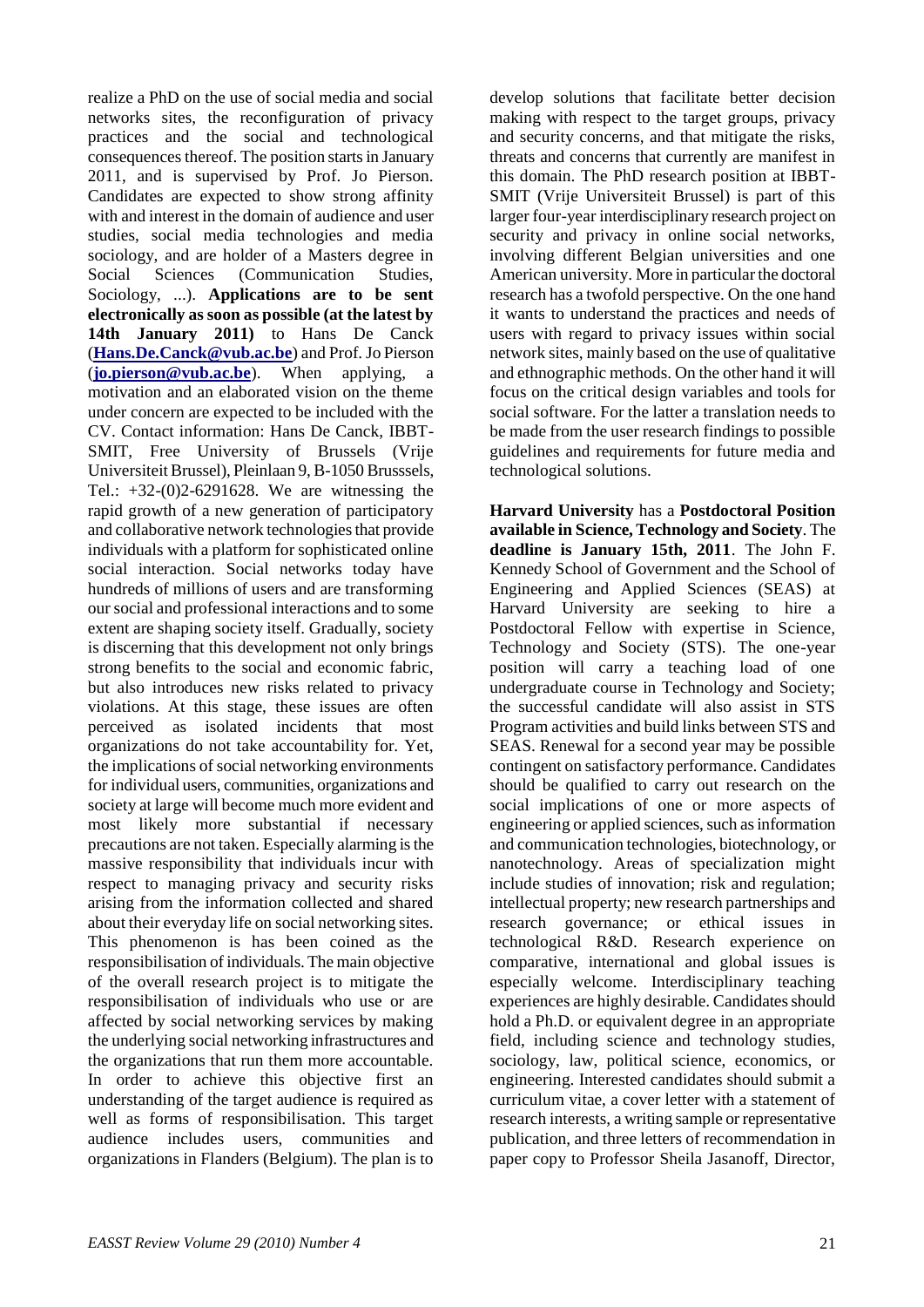realize a PhD on the use of social media and social networks sites, the reconfiguration of privacy practices and the social and technological consequences thereof. The position starts in January 2011, and is supervised by Prof. Jo Pierson. Candidates are expected to show strong affinity with and interest in the domain of audience and user studies, social media technologies and media sociology, and are holder of a Masters degree in Social Sciences (Communication Studies, Sociology, ...). **Applications are to be sent electronically as soon as possible (at the latest by 14th January 2011)** to Hans De Canck (**Hans.De.Canck@vub.ac.be**) and Prof. Jo Pierson (**jo.pierson@vub.ac.be**). When applying, a motivation and an elaborated vision on the theme under concern are expected to be included with the CV. Contact information: Hans De Canck, IBBT-SMIT, Free University of Brussels (Vrije Universiteit Brussel), Pleinlaan 9, B-1050 Brusssels, Tel.: +32-(0)2-6291628. We are witnessing the rapid growth of a new generation of participatory and collaborative network technologies that provide individuals with a platform for sophisticated online social interaction. Social networks today have hundreds of millions of users and are transforming our social and professional interactions and to some extent are shaping society itself. Gradually, society is discerning that this development not only brings strong benefits to the social and economic fabric, but also introduces new risks related to privacy violations. At this stage, these issues are often perceived as isolated incidents that most organizations do not take accountability for. Yet, the implications of social networking environments for individual users, communities, organizations and society at large will become much more evident and most likely more substantial if necessary precautions are not taken. Especially alarming is the massive responsibility that individuals incur with respect to managing privacy and security risks arising from the information collected and shared about their everyday life on social networking sites. This phenomenon is has been coined as the responsibilisation of individuals. The main objective of the overall research project is to mitigate the responsibilisation of individuals who use or are affected by social networking services by making the underlying social networking infrastructures and the organizations that run them more accountable. In order to achieve this objective first an understanding of the target audience is required as well as forms of responsibilisation. This target audience includes users, communities and organizations in Flanders (Belgium). The plan is to develop solutions that facilitate better decision making with respect to the target groups, privacy and security concerns, and that mitigate the risks, threats and concerns that currently are manifest in this domain. The PhD research position at IBBT-SMIT (Vrije Universiteit Brussel) is part of this larger four-year interdisciplinary research project on security and privacy in online social networks, involving different Belgian universities and one American university. More in particular the doctoral research has a twofold perspective. On the one hand it wants to understand the practices and needs of users with regard to privacy issues within social network sites, mainly based on the use of qualitative and ethnographic methods. On the other hand it will focus on the critical design variables and tools for social software. For the latter a translation needs to be made from the user research findings to possible guidelines and requirements for future media and technological solutions.

**Harvard University** has a **Postdoctoral Position available in Science, Technology and Society**. The **deadline is January 15th, 2011**. The John F. Kennedy School of Government and the School of Engineering and Applied Sciences (SEAS) at Harvard University are seeking to hire a Postdoctoral Fellow with expertise in Science, Technology and Society (STS). The one-year position will carry a teaching load of one undergraduate course in Technology and Society; the successful candidate will also assist in STS Program activities and build links between STS and SEAS. Renewal for a second year may be possible contingent on satisfactory performance. Candidates should be qualified to carry out research on the social implications of one or more aspects of engineering or applied sciences, such as information and communication technologies, biotechnology, or nanotechnology. Areas of specialization might include studies of innovation; risk and regulation; intellectual property; new research partnerships and research governance; or ethical issues in technological R&D. Research experience on comparative, international and global issues is especially welcome. Interdisciplinary teaching experiences are highly desirable. Candidates should hold a Ph.D. or equivalent degree in an appropriate field, including science and technology studies, sociology, law, political science, economics, or engineering. Interested candidates should submit a curriculum vitae, a cover letter with a statement of research interests, a writing sample or representative publication, and three letters of recommendation in paper copy to Professor Sheila Jasanoff, Director,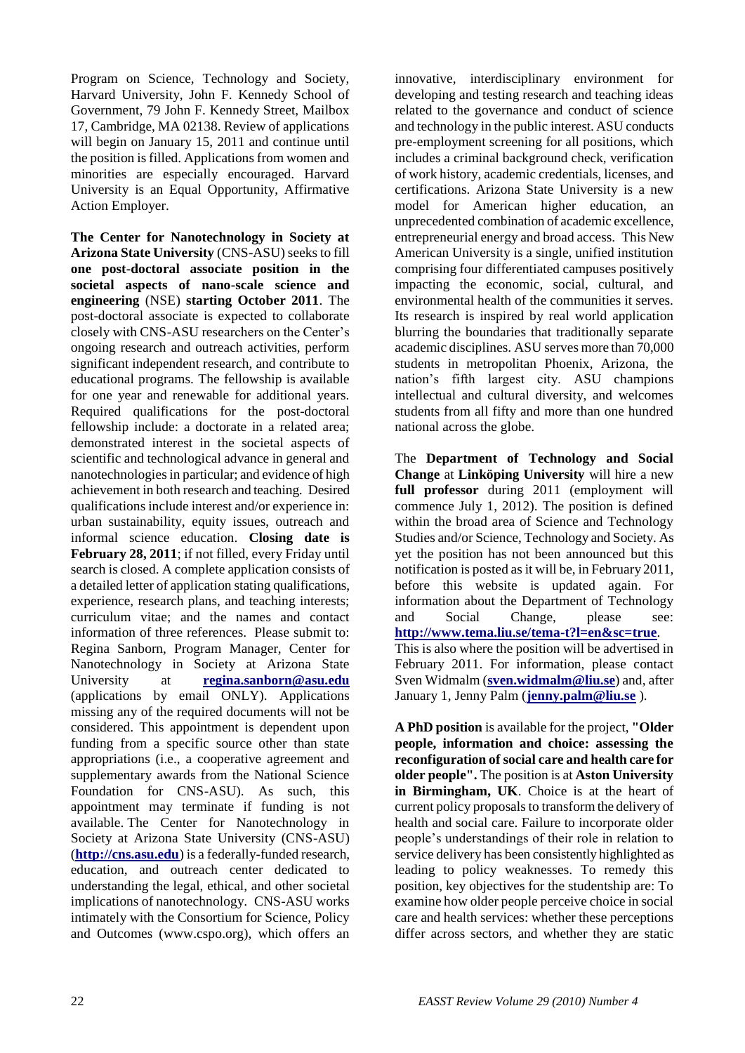Program on Science, Technology and Society, Harvard University, John F. Kennedy School of Government, 79 John F. Kennedy Street, Mailbox 17, Cambridge, MA 02138. Review of applications will begin on January 15, 2011 and continue until the position is filled. Applications from women and minorities are especially encouraged. Harvard University is an Equal Opportunity, Affirmative Action Employer.

**The Center for Nanotechnology in Society at Arizona State University** (CNS-ASU) seeks to fill **one post-doctoral associate position in the societal aspects of nano-scale science and engineering** (NSE) **starting October 2011**. The post-doctoral associate is expected to collaborate closely with CNS-ASU researchers on the Center's ongoing research and outreach activities, perform significant independent research, and contribute to educational programs. The fellowship is available for one year and renewable for additional years. Required qualifications for the post-doctoral fellowship include: a doctorate in a related area; demonstrated interest in the societal aspects of scientific and technological advance in general and nanotechnologies in particular; and evidence of high achievement in both research and teaching. Desired qualifications include interest and/or experience in: urban sustainability, equity issues, outreach and informal science education. **Closing date is February 28, 2011**; if not filled, every Friday until search is closed. A complete application consists of a detailed letter of application stating qualifications, experience, research plans, and teaching interests; curriculum vitae; and the names and contact information of three references. Please submit to: Regina Sanborn, Program Manager, Center for Nanotechnology in Society at Arizona State University at **regina.sanborn@asu.edu** (applications by email ONLY). Applications missing any of the required documents will not be considered. This appointment is dependent upon funding from a specific source other than state appropriations (i.e., a cooperative agreement and supplementary awards from the National Science Foundation for CNS-ASU). As such, this appointment may terminate if funding is not available. The Center for Nanotechnology in Society at Arizona State University (CNS-ASU) (**http://cns.asu.edu**) is a federally-funded research, education, and outreach center dedicated to understanding the legal, ethical, and other societal implications of nanotechnology. CNS-ASU works intimately with the Consortium for Science, Policy and Outcomes (www.cspo.org), which offers an innovative, interdisciplinary environment for developing and testing research and teaching ideas related to the governance and conduct of science and technology in the public interest. ASU conducts pre-employment screening for all positions, which includes a criminal background check, verification of work history, academic credentials, licenses, and certifications. Arizona State University is a new model for American higher education, an unprecedented combination of academic excellence, entrepreneurial energy and broad access. This New American University is a single, unified institution comprising four differentiated campuses positively impacting the economic, social, cultural, and environmental health of the communities it serves. Its research is inspired by real world application blurring the boundaries that traditionally separate academic disciplines. ASU serves more than 70,000 students in metropolitan Phoenix, Arizona, the nation's fifth largest city. ASU champions intellectual and cultural diversity, and welcomes students from all fifty and more than one hundred national across the globe.

The **Department of Technology and Social Change** at **Linköping University** will hire a new **full professor** during 2011 (employment will commence July 1, 2012). The position is defined within the broad area of Science and Technology Studies and/or Science, Technology and Society. As yet the position has not been announced but this notification is posted as it will be, in February 2011, before this website is updated again. For information about the Department of Technology and Social Change, please see: **http://www.tema.liu.se/tema-t?l=en&sc=true**. This is also where the position will be advertised in February 2011. For information, please contact Sven Widmalm (**sven.widmalm@liu.se**) and, after January 1, Jenny Palm (**jenny.palm@liu.se** ).

**A PhD position** is available for the project, **"Older people, information and choice: assessing the reconfiguration of social care and health care for older people".** The position is at **Aston University in Birmingham, UK**. Choice is at the heart of current policy proposals to transform the delivery of health and social care. Failure to incorporate older people's understandings of their role in relation to service delivery has been consistently highlighted as leading to policy weaknesses. To remedy this position, key objectives for the studentship are: To examine how older people perceive choice in social care and health services: whether these perceptions differ across sectors, and whether they are static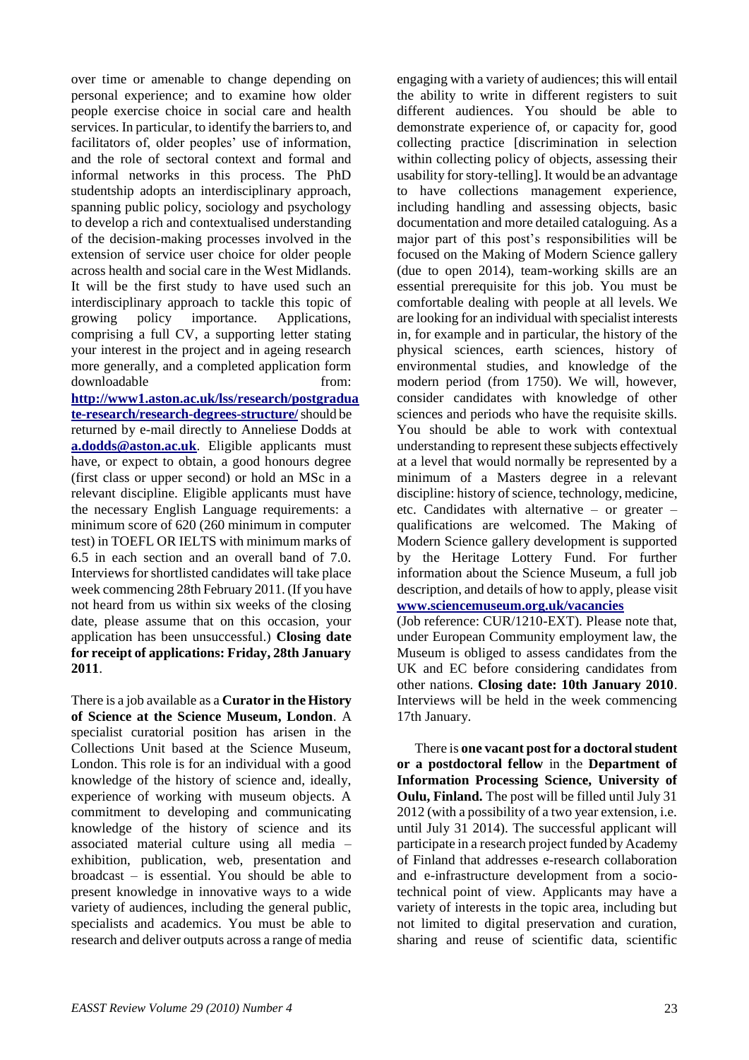over time or amenable to change depending on personal experience; and to examine how older people exercise choice in social care and health services. In particular, to identify the barriers to, and facilitators of, older peoples' use of information, and the role of sectoral context and formal and informal networks in this process. The PhD studentship adopts an interdisciplinary approach, spanning public policy, sociology and psychology to develop a rich and contextualised understanding of the decision-making processes involved in the extension of service user choice for older people across health and social care in the West Midlands. It will be the first study to have used such an interdisciplinary approach to tackle this topic of growing policy importance. Applications, comprising a full CV, a supporting letter stating your interest in the project and in ageing research more generally, and a completed application form downloadable from: **[http://www1.aston.ac.uk/lss/research/postgraduate-research/research-degrees-structure/](http://www1.aston.ac.uk/lss/research/postgraduate-research/research-degrees-structure/)** should be returned by e-mail directly to Anneliese Dodds at **[a.dodds@aston.ac.uk](mailto:a.dodds@aston.ac.uk)**. Eligible applicants must have, or expect to obtain, a good honours degree (first class or upper second) or hold an MSc in a relevant discipline. Eligible applicants must have the necessary English Language requirements: a minimum score of 620 (260 minimum in computer test) in TOEFL OR IELTS with minimum marks of 6.5 in each section and an overall band of 7.0. Interviews for shortlisted candidates will take place week commencing 28th February 2011. (If you have not heard from us within six weeks of the closing date, please assume that on this occasion, your application has been unsuccessful.) **Closing date for receipt of applications: Friday, 28th January 2011**.

There is a job available as a **Curator in the History of Science at the Science Museum, London**. A specialist curatorial position has arisen in the Collections Unit based at the Science Museum, London. This role is for an individual with a good knowledge of the history of science and, ideally, experience of working with museum objects. A commitment to developing and communicating knowledge of the history of science and its associated material culture using all media – exhibition, publication, web, presentation and broadcast – is essential. You should be able to present knowledge in innovative ways to a wide variety of audiences, including the general public, specialists and academics. You must be able to research and deliver outputs across a range of media engaging with a variety of audiences; this will entail the ability to write in different registers to suit different audiences. You should be able to demonstrate experience of, or capacity for, good collecting practice [discrimination in selection within collecting policy of objects, assessing their usability for story-telling]. It would be an advantage to have collections management experience, including handling and assessing objects, basic documentation and more detailed cataloguing. As a major part of this post's responsibilities will be focused on the Making of Modern Science gallery (due to open 2014), team-working skills are an essential prerequisite for this job. You must be comfortable dealing with people at all levels. We are looking for an individual with specialist interests in, for example and in particular, the history of the physical sciences, earth sciences, history of environmental studies, and knowledge of the modern period (from 1750). We will, however, consider candidates with knowledge of other sciences and periods who have the requisite skills. You should be able to work with contextual understanding to represent these subjects effectively at a level that would normally be represented by a minimum of a Masters degree in a relevant discipline: history of science, technology, medicine, etc. Candidates with alternative – or greater – qualifications are welcomed. The Making of Modern Science gallery development is supported by the Heritage Lottery Fund. For further information about the Science Museum, a full job description, and details of how to apply, please visit **[www.sciencemuseum.org.uk/vacancies](http://www.sciencemuseum.org.uk/vacancies)** (Job reference: CUR/1210-EXT). Please note that, under European Community employment law, the Museum is obliged to assess candidates from the UK and EC before considering candidates from other nations. **Closing date: 10th January 2010**. Interviews will be held in the week commencing 17th January.

There is **one vacant post for a doctoral student or a postdoctoral fellow** in the **Department of Information Processing Science, University of Oulu, Finland.** The post will be filled until July 31 2012 (with a possibility of a two year extension, i.e. until July 31 2014). The successful applicant will participate in a research project funded by Academy of Finland that addresses e-research collaboration and e-infrastructure development from a socio-technical point of view. Applicants may have a variety of interests in the topic area, including but not limited to digital preservation and curation, sharing and reuse of scientific data, scientific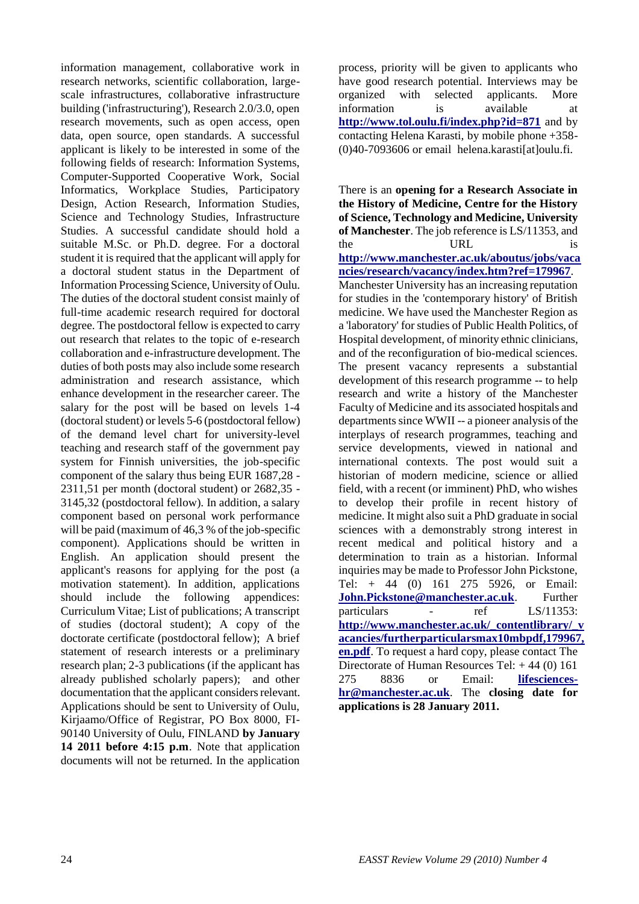information management, collaborative work in research networks, scientific collaboration, large-scale infrastructures, collaborative infrastructure building ('infrastructuring'), Research 2.0/3.0, open research movements, such as open access, open data, open source, open standards. A successful applicant is likely to be interested in some of the following fields of research: Information Systems, Computer-Supported Cooperative Work, Social Informatics, Workplace Studies, Participatory Design, Action Research, Information Studies, Science and Technology Studies, Infrastructure Studies. A successful candidate should hold a suitable M.Sc. or Ph.D. degree. For a doctoral student it is required that the applicant will apply for a doctoral student status in the Department of Information Processing Science, University of Oulu. The duties of the doctoral student consist mainly of full-time academic research required for doctoral degree. The postdoctoral fellow is expected to carry out research that relates to the topic of e-research collaboration and e-infrastructure development. The duties of both posts may also include some research administration and research assistance, which enhance development in the researcher career. The salary for the post will be based on levels 1-4 (doctoral student) or levels 5-6 (postdoctoral fellow) of the demand level chart for university-level teaching and research staff of the government pay system for Finnish universities, the job-specific component of the salary thus being EUR 1687,28 - 2311,51 per month (doctoral student) or 2682,35 - 3145,32 (postdoctoral fellow). In addition, a salary component based on personal work performance will be paid (maximum of 46,3 % of the job-specific component). Applications should be written in English. An application should present the applicant's reasons for applying for the post (a motivation statement). In addition, applications should include the following appendices: Curriculum Vitae; List of publications; A transcript of studies (doctoral student); A copy of the doctorate certificate (postdoctoral fellow); A brief statement of research interests or a preliminary research plan; 2-3 publications (if the applicant has already published scholarly papers); and other documentation that the applicant considers relevant. Applications should be sent to University of Oulu, Kirjaamo/Office of Registrar, PO Box 8000, FI-90140 University of Oulu, FINLAND **by January 14 2011 before 4:15 p.m**. Note that application documents will not be returned. In the application process, priority will be given to applicants who have good research potential. Interviews may be organized with selected applicants. More information is available at **http://www.tol.oulu.fi/index.php?id=871** and by contacting Helena Karasti, by mobile phone +358-(0)40-7093606 or email helena.karasti[at]oulu.fi.

There is an **opening for a Research Associate in the History of Medicine, Centre for the History of Science, Technology and Medicine, University of Manchester**. The job reference is LS/11353, and the URL is **http://www.manchester.ac.uk/aboutus/jobs/vacancies/research/vacancy/index.htm?ref=179967**. Manchester University has an increasing reputation for studies in the 'contemporary history' of British medicine. We have used the Manchester Region as a 'laboratory' for studies of Public Health Politics, of Hospital development, of minority ethnic clinicians, and of the reconfiguration of bio-medical sciences. The present vacancy represents a substantial development of this research programme -- to help research and write a history of the Manchester Faculty of Medicine and its associated hospitals and departments since WWII -- a pioneer analysis of the interplays of research programmes, teaching and service developments, viewed in national and international contexts. The post would suit a historian of modern medicine, science or allied field, with a recent (or imminent) PhD, who wishes to develop their profile in recent history of medicine. It might also suit a PhD graduate in social sciences with a demonstrably strong interest in recent medical and political history and a determination to train as a historian. Informal inquiries may be made to Professor John Pickstone, Tel: + 44 (0) 161 275 5926, or Email: **John.Pickstone@manchester.ac.uk**. Further particulars - ref LS/11353: **http://www.manchester.ac.uk/_contentlibrary/_vacancies/furtherparticularsmax10mbpdf,179967,en.pdf**. To request a hard copy, please contact The Directorate of Human Resources Tel: + 44 (0) 161 275 8836 or Email: **lifesciences-hr@manchester.ac.uk**. The **closing date for applications is 28 January 2011.**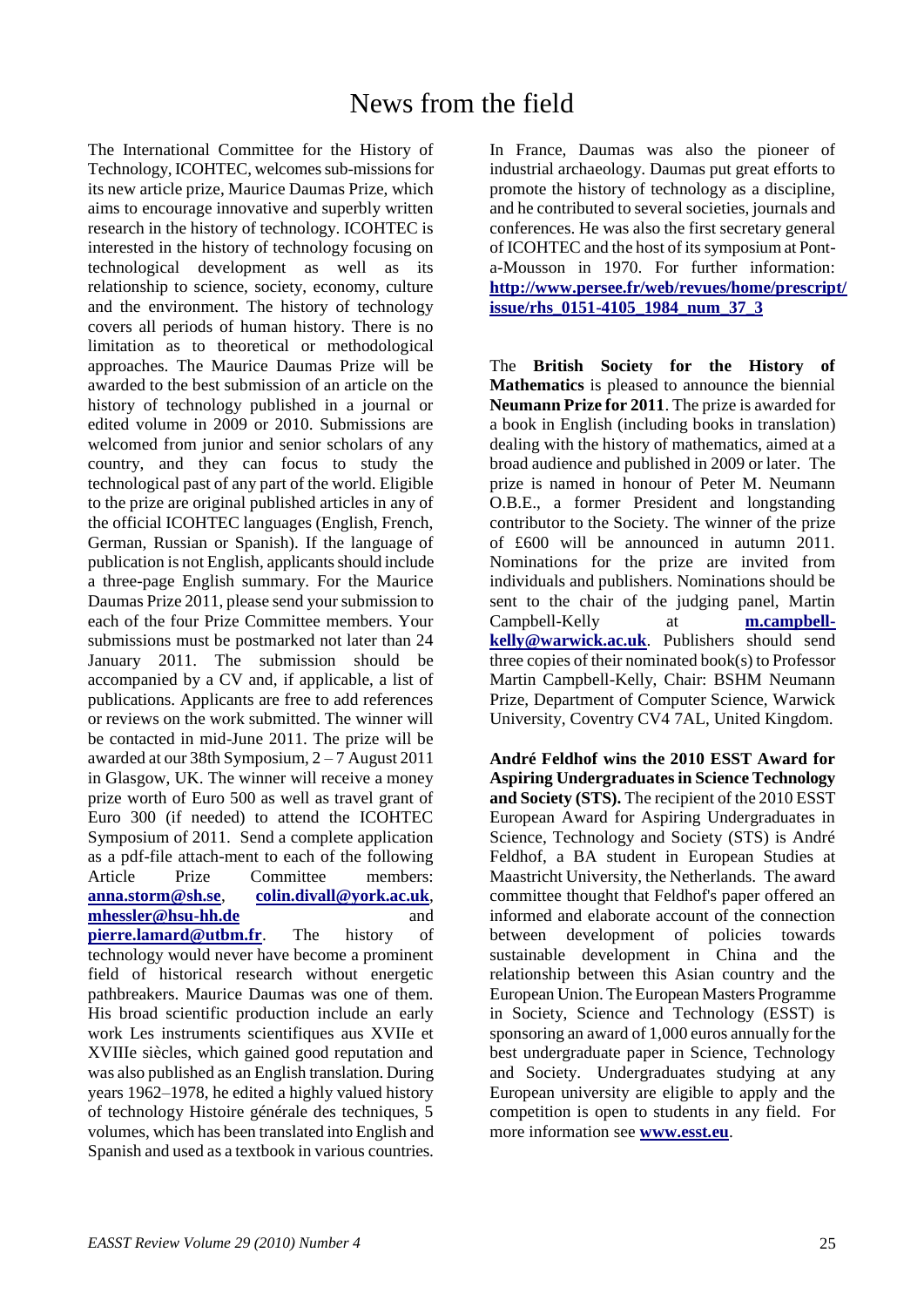# News from the field

The International Committee for the History of Technology, ICOHTEC, welcomes sub-missions for its new article prize, Maurice Daumas Prize, which aims to encourage innovative and superbly written research in the history of technology. ICOHTEC is interested in the history of technology focusing on technological development as well as its relationship to science, society, economy, culture and the environment. The history of technology covers all periods of human history. There is no limitation as to theoretical or methodological approaches. The Maurice Daumas Prize will be awarded to the best submission of an article on the history of technology published in a journal or edited volume in 2009 or 2010. Submissions are welcomed from junior and senior scholars of any country, and they can focus to study the technological past of any part of the world. Eligible to the prize are original published articles in any of the official ICOHTEC languages (English, French, German, Russian or Spanish). If the language of publication is not English, applicants should include a three-page English summary. For the Maurice Daumas Prize 2011, please send your submission to each of the four Prize Committee members. Your submissions must be postmarked not later than 24 January 2011. The submission should be accompanied by a CV and, if applicable, a list of publications. Applicants are free to add references or reviews on the work submitted. The winner will be contacted in mid-June 2011. The prize will be awarded at our 38th Symposium, 2 – 7 August 2011 in Glasgow, UK. The winner will receive a money prize worth of Euro 500 as well as travel grant of Euro 300 (if needed) to attend the ICOHTEC Symposium of 2011. Send a complete application as a pdf-file attach-ment to each of the following Article Prize Committee members: **anna.storm@sh.se**, **colin.divall@york.ac.uk**, **mhessler@hsu-hh.de** and **pierre.lamard@utbm.fr**. The history of technology would never have become a prominent field of historical research without energetic pathbreakers. Maurice Daumas was one of them. His broad scientific production include an early work Les instruments scientifiques aus XVIIe et XVIIIe siècles, which gained good reputation and was also published as an English translation. During years 1962–1978, he edited a highly valued history of technology Histoire générale des techniques, 5 volumes, which has been translated into English and Spanish and used as a textbook in various countries. In France, Daumas was also the pioneer of industrial archaeology. Daumas put great efforts to promote the history of technology as a discipline, and he contributed to several societies, journals and conferences. He was also the first secretary general of ICOHTEC and the host of its symposium at Pont-a-Mousson in 1970. For further information: **http://www.persee.fr/web/revues/home/prescript/issue/rhs_0151-4105_1984_num_37_3**

The **British Society for the History of Mathematics** is pleased to announce the biennial **Neumann Prize for 2011**. The prize is awarded for a book in English (including books in translation) dealing with the history of mathematics, aimed at a broad audience and published in 2009 or later. The prize is named in honour of Peter M. Neumann O.B.E., a former President and longstanding contributor to the Society. The winner of the prize of £600 will be announced in autumn 2011. Nominations for the prize are invited from individuals and publishers. Nominations should be sent to the chair of the judging panel, Martin Campbell-Kelly at **m.campbell-kelly@warwick.ac.uk**. Publishers should send three copies of their nominated book(s) to Professor Martin Campbell-Kelly, Chair: BSHM Neumann Prize, Department of Computer Science, Warwick University, Coventry CV4 7AL, United Kingdom.

**André Feldhof wins the 2010 ESST Award for Aspiring Undergraduates in Science Technology and Society (STS).** The recipient of the 2010 ESST European Award for Aspiring Undergraduates in Science, Technology and Society (STS) is André Feldhof, a BA student in European Studies at Maastricht University, the Netherlands. The award committee thought that Feldhof's paper offered an informed and elaborate account of the connection between development of policies towards sustainable development in China and the relationship between this Asian country and the European Union. The European Masters Programme in Society, Science and Technology (ESST) is sponsoring an award of 1,000 euros annually for the best undergraduate paper in Science, Technology and Society. Undergraduates studying at any European university are eligible to apply and the competition is open to students in any field. For more information see **www.esst.eu**.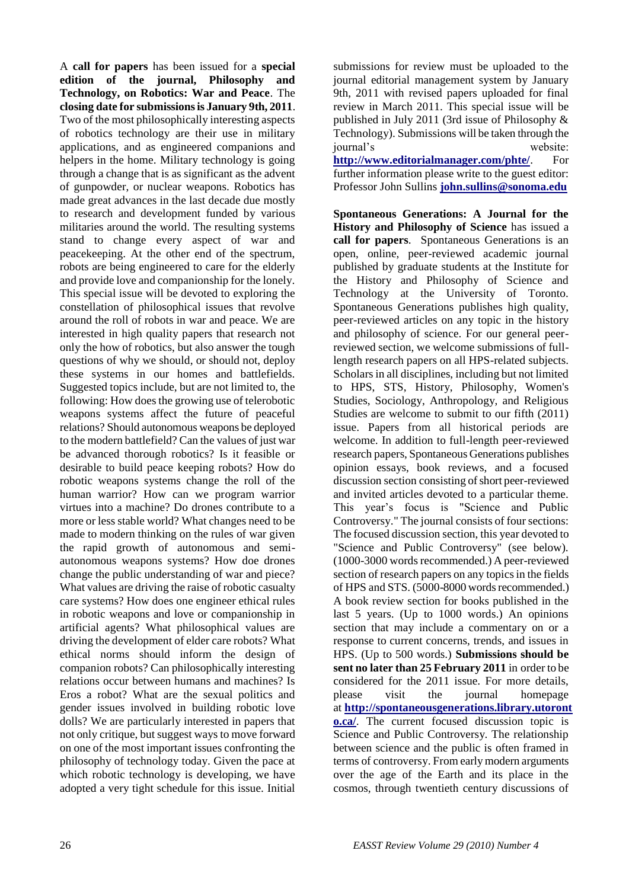A **call for papers** has been issued for a **special edition of the journal, Philosophy and Technology, on Robotics: War and Peace**. The **closing date for submissions is January 9th, 2011**. Two of the most philosophically interesting aspects of robotics technology are their use in military applications, and as engineered companions and helpers in the home. Military technology is going through a change that is as significant as the advent of gunpowder, or nuclear weapons. Robotics has made great advances in the last decade due mostly to research and development funded by various militaries around the world. The resulting systems stand to change every aspect of war and peacekeeping. At the other end of the spectrum, robots are being engineered to care for the elderly and provide love and companionship for the lonely. This special issue will be devoted to exploring the constellation of philosophical issues that revolve around the roll of robots in war and peace. We are interested in high quality papers that research not only the how of robotics, but also answer the tough questions of why we should, or should not, deploy these systems in our homes and battlefields. Suggested topics include, but are not limited to, the following: How does the growing use of telerobotic weapons systems affect the future of peaceful relations? Should autonomous weapons be deployed to the modern battlefield? Can the values of just war be advanced thorough robotics? Is it feasible or desirable to build peace keeping robots? How do robotic weapons systems change the roll of the human warrior? How can we program warrior virtues into a machine? Do drones contribute to a more or less stable world? What changes need to be made to modern thinking on the rules of war given the rapid growth of autonomous and semi-autonomous weapons systems? How doe drones change the public understanding of war and piece? What values are driving the raise of robotic casualty care systems? How does one engineer ethical rules in robotic weapons and love or companionship in artificial agents? What philosophical values are driving the development of elder care robots? What ethical norms should inform the design of companion robots? Can philosophically interesting relations occur between humans and machines? Is Eros a robot? What are the sexual politics and gender issues involved in building robotic love dolls? We are particularly interested in papers that not only critique, but suggest ways to move forward on one of the most important issues confronting the philosophy of technology today. Given the pace at which robotic technology is developing, we have adopted a very tight schedule for this issue. Initial submissions for review must be uploaded to the journal editorial management system by January 9th, 2011 with revised papers uploaded for final review in March 2011. This special issue will be published in July 2011 (3rd issue of Philosophy & Technology). Submissions will be taken through the journal's website: **http://www.editorialmanager.com/phte/**. For further information please write to the guest editor: Professor John Sullins **john.sullins@sonoma.edu**

**Spontaneous Generations: A Journal for the History and Philosophy of Science** has issued a **call for papers**. Spontaneous Generations is an open, online, peer-reviewed academic journal published by graduate students at the Institute for the History and Philosophy of Science and Technology at the University of Toronto. Spontaneous Generations publishes high quality, peer-reviewed articles on any topic in the history and philosophy of science. For our general peer-reviewed section, we welcome submissions of full-length research papers on all HPS-related subjects. Scholars in all disciplines, including but not limited to HPS, STS, History, Philosophy, Women's Studies, Sociology, Anthropology, and Religious Studies are welcome to submit to our fifth (2011) issue. Papers from all historical periods are welcome. In addition to full-length peer-reviewed research papers, Spontaneous Generations publishes opinion essays, book reviews, and a focused discussion section consisting of short peer-reviewed and invited articles devoted to a particular theme. This year's focus is "Science and Public Controversy." The journal consists of four sections: The focused discussion section, this year devoted to "Science and Public Controversy" (see below). (1000-3000 words recommended.) A peer-reviewed section of research papers on any topics in the fields of HPS and STS. (5000-8000 words recommended.) A book review section for books published in the last 5 years. (Up to 1000 words.) An opinions section that may include a commentary on or a response to current concerns, trends, and issues in HPS. (Up to 500 words.) **Submissions should be sent no later than 25 February 2011** in order to be considered for the 2011 issue. For more details, please visit the journal homepage at **http://spontaneousgenerations.library.utoronto.ca/**. The current focused discussion topic is Science and Public Controversy. The relationship between science and the public is often framed in terms of controversy. From early modern arguments over the age of the Earth and its place in the cosmos, through twentieth century discussions of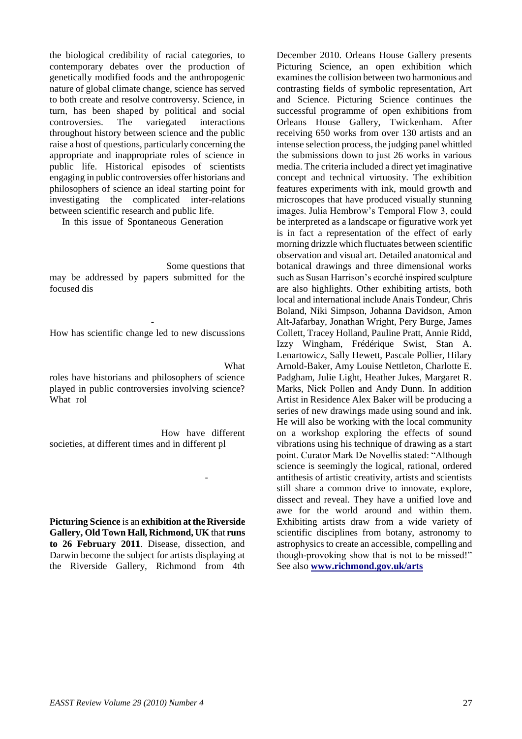the biological credibility of racial categories, to contemporary debates over the production of genetically modified foods and the anthropogenic nature of global climate change, science has served to both create and resolve controversy. Science, in turn, has been shaped by political and social controversies. The variegated interactions throughout history between science and the public raise a host of questions, particularly concerning the appropriate and inappropriate roles of science in public life. Historical episodes of scientists engaging in public controversies offer historians and philosophers of science an ideal starting point for investigating the complicated inter-relations between scientific research and public life.

In this issue of Spontaneous Generation

Some questions that may be addressed by papers submitted for the focused dis

-

How has scientific change led to new discussions

What roles have historians and philosophers of science played in public controversies involving science? What rol

How have different societies, at different times and in different pl

-

**Picturing Science** is an **exhibition at the Riverside Gallery, Old Town Hall, Richmond, UK** that **runs to 26 February 2011**. Disease, dissection, and Darwin become the subject for artists displaying at the Riverside Gallery, Richmond from 4th December 2010. Orleans House Gallery presents Picturing Science, an open exhibition which examines the collision between two harmonious and contrasting fields of symbolic representation, Art and Science. Picturing Science continues the successful programme of open exhibitions from Orleans House Gallery, Twickenham. After receiving 650 works from over 130 artists and an intense selection process, the judging panel whittled the submissions down to just 26 works in various media. The criteria included a direct yet imaginative concept and technical virtuosity. The exhibition features experiments with ink, mould growth and microscopes that have produced visually stunning images. Julia Hembrow's Temporal Flow 3, could be interpreted as a landscape or figurative work yet is in fact a representation of the effect of early morning drizzle which fluctuates between scientific observation and visual art. Detailed anatomical and botanical drawings and three dimensional works such as Susan Harrison's ecorché inspired sculpture are also highlights. Other exhibiting artists, both local and international include Anais Tondeur, Chris Boland, Niki Simpson, Johanna Davidson, Amon Alt-Jafarbay, Jonathan Wright, Pery Burge, James Collett, Tracey Holland, Pauline Pratt, Annie Ridd, Izzy Wingham, Frédérique Swist, Stan A. Lenartowicz, Sally Hewett, Pascale Pollier, Hilary Arnold-Baker, Amy Louise Nettleton, Charlotte E. Padgham, Julie Light, Heather Jukes, Margaret R. Marks, Nick Pollen and Andy Dunn. In addition Artist in Residence Alex Baker will be producing a series of new drawings made using sound and ink. He will also be working with the local community on a workshop exploring the effects of sound vibrations using his technique of drawing as a start point. Curator Mark De Novellis stated: "Although science is seemingly the logical, rational, ordered antithesis of artistic creativity, artists and scientists still share a common drive to innovate, explore, dissect and reveal. They have a unified love and awe for the world around and within them. Exhibiting artists draw from a wide variety of scientific disciplines from botany, astronomy to astrophysics to create an accessible, compelling and though-provoking show that is not to be missed!" See also **[www.richmond.gov.uk/arts](http://www.richmond.gov.uk/arts)**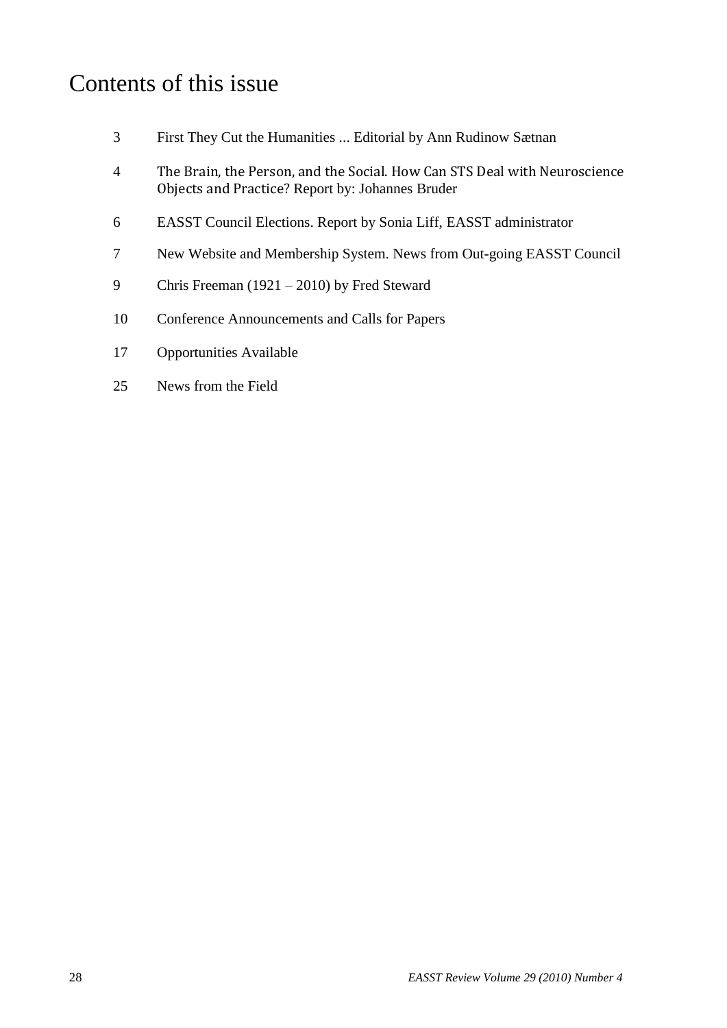# Contents of this issue

| | |
|---|---|
| 3 | First They Cut the Humanities ... Editorial by Ann Rudinow Sætnan |
| 4 | The Brain, the Person, and the Social. How Can STS Deal with Neuroscience Objects and Practice? Report by: Johannes Bruder |
| 6 | EASST Council Elections. Report by Sonia Liff, EASST administrator |
| 7 | New Website and Membership System. News from Out-going EASST Council |
| 9 | Chris Freeman (1921 – 2010) by Fred Steward |
| 10 | Conference Announcements and Calls for Papers |
| 17 | Opportunities Available |
| 25 | News from the Field |